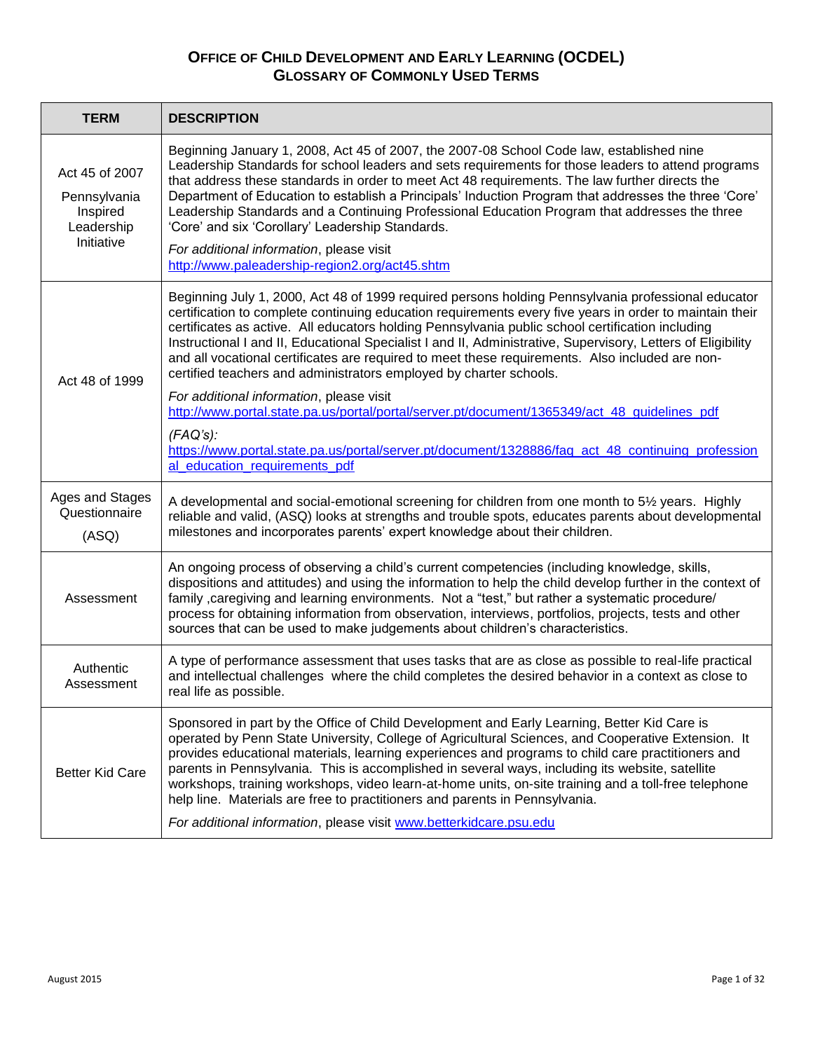# OFFICE OF CHILD DEVELOPMENT AND EARLY LEARNING (OCDEL)
## GLOSSARY OF COMMONLY USED TERMS

| TERM | DESCRIPTION |
|---|---|
| Act 45 of 2007<br><br>Pennsylvania Inspired Leadership Initiative | Beginning January 1, 2008, Act 45 of 2007, the 2007-08 School Code law, established nine Leadership Standards for school leaders and sets requirements for those leaders to attend programs that address these standards in order to meet Act 48 requirements. The law further directs the Department of Education to establish a Principals' Induction Program that addresses the three 'Core' Leadership Standards and a Continuing Professional Education Program that addresses the three 'Core' and six 'Corollary' Leadership Standards.<br><br>*For additional information*, please visit http://www.paleadership-region2.org/act45.shtm |
| Act 48 of 1999 | Beginning July 1, 2000, Act 48 of 1999 required persons holding Pennsylvania professional educator certification to complete continuing education requirements every five years in order to maintain their certificates as active. All educators holding Pennsylvania public school certification including Instructional I and II, Educational Specialist I and II, Administrative, Supervisory, Letters of Eligibility and all vocational certificates are required to meet these requirements. Also included are non-certified teachers and administrators employed by charter schools.<br><br>*For additional information*, please visit http://www.portal.state.pa.us/portal/portal/server.pt/document/1365349/act_48_guidelines_pdf<br><br>*(FAQ's):* https://www.portal.state.pa.us/portal/server.pt/document/1328886/faq_act_48_continuing_professional_education_requirements_pdf |
| Ages and Stages Questionnaire (ASQ) | A developmental and social-emotional screening for children from one month to 5½ years. Highly reliable and valid, (ASQ) looks at strengths and trouble spots, educates parents about developmental milestones and incorporates parents' expert knowledge about their children. |
| Assessment | An ongoing process of observing a child's current competencies (including knowledge, skills, dispositions and attitudes) and using the information to help the child develop further in the context of family ,caregiving and learning environments. Not a "test," but rather a systematic procedure/ process for obtaining information from observation, interviews, portfolios, projects, tests and other sources that can be used to make judgements about children's characteristics. |
| Authentic Assessment | A type of performance assessment that uses tasks that are as close as possible to real-life practical and intellectual challenges where the child completes the desired behavior in a context as close to real life as possible. |
| Better Kid Care | Sponsored in part by the Office of Child Development and Early Learning, Better Kid Care is operated by Penn State University, College of Agricultural Sciences, and Cooperative Extension. It provides educational materials, learning experiences and programs to child care practitioners and parents in Pennsylvania. This is accomplished in several ways, including its website, satellite workshops, training workshops, video learn-at-home units, on-site training and a toll-free telephone help line. Materials are free to practitioners and parents in Pennsylvania.<br><br>*For additional information*, please visit www.betterkidcare.psu.edu |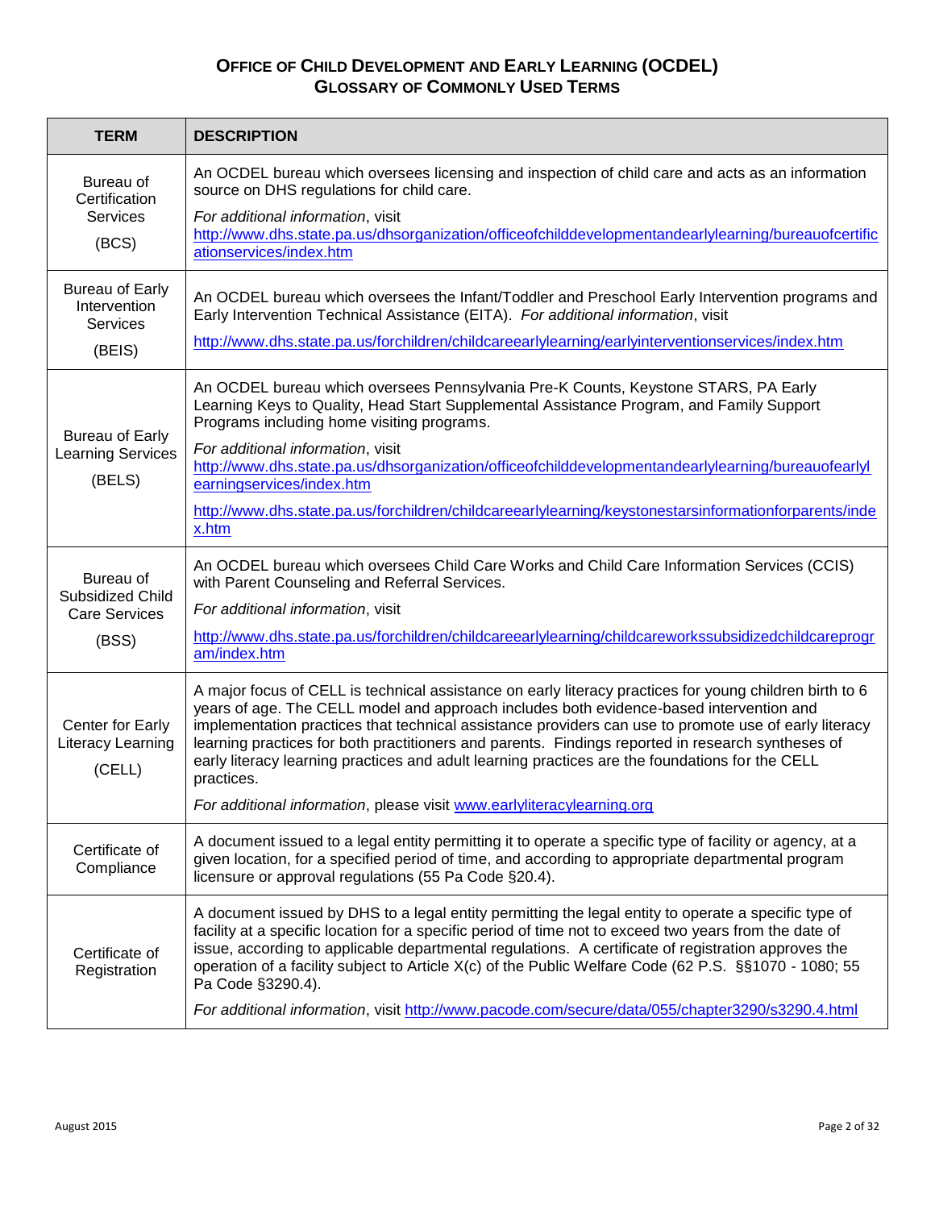## OFFICE OF CHILD DEVELOPMENT AND EARLY LEARNING (OCDEL)
## GLOSSARY OF COMMONLY USED TERMS

| TERM | DESCRIPTION |
|---|---|
| Bureau of Certification Services (BCS) | An OCDEL bureau which oversees licensing and inspection of child care and acts as an information source on DHS regulations for child care. *For additional information*, visit http://www.dhs.state.pa.us/dhsorganization/officeofchilddevelopmentandearlylearning/bureauofcertificationservices/index.htm |
| Bureau of Early Intervention Services (BEIS) | An OCDEL bureau which oversees the Infant/Toddler and Preschool Early Intervention programs and Early Intervention Technical Assistance (EITA). *For additional information*, visit http://www.dhs.state.pa.us/forchildren/childcareearlylearning/earlyinterventionservices/index.htm |
| Bureau of Early Learning Services (BELS) | An OCDEL bureau which oversees Pennsylvania Pre-K Counts, Keystone STARS, PA Early Learning Keys to Quality, Head Start Supplemental Assistance Program, and Family Support Programs including home visiting programs. *For additional information*, visit http://www.dhs.state.pa.us/dhsorganization/officeofchilddevelopmentandearlylearning/bureauofearlylearningservices/index.htm http://www.dhs.state.pa.us/forchildren/childcareearlylearning/keystonestarsinformationforparents/index.htm |
| Bureau of Subsidized Child Care Services (BSS) | An OCDEL bureau which oversees Child Care Works and Child Care Information Services (CCIS) with Parent Counseling and Referral Services. *For additional information*, visit http://www.dhs.state.pa.us/forchildren/childcareearlylearning/childcareworkssubsidizedchildcareprogram/index.htm |
| Center for Early Literacy Learning (CELL) | A major focus of CELL is technical assistance on early literacy practices for young children birth to 6 years of age. The CELL model and approach includes both evidence-based intervention and implementation practices that technical assistance providers can use to promote use of early literacy learning practices for both practitioners and parents. Findings reported in research syntheses of early literacy learning practices and adult learning practices are the foundations for the CELL practices. *For additional information*, please visit www.earlyliteracylearning.org |
| Certificate of Compliance | A document issued to a legal entity permitting it to operate a specific type of facility or agency, at a given location, for a specified period of time, and according to appropriate departmental program licensure or approval regulations (55 Pa Code §20.4). |
| Certificate of Registration | A document issued by DHS to a legal entity permitting the legal entity to operate a specific type of facility at a specific location for a specific period of time not to exceed two years from the date of issue, according to applicable departmental regulations. A certificate of registration approves the operation of a facility subject to Article X(c) of the Public Welfare Code (62 P.S. §§1070 - 1080; 55 Pa Code §3290.4). *For additional information*, visit http://www.pacode.com/secure/data/055/chapter3290/s3290.4.html |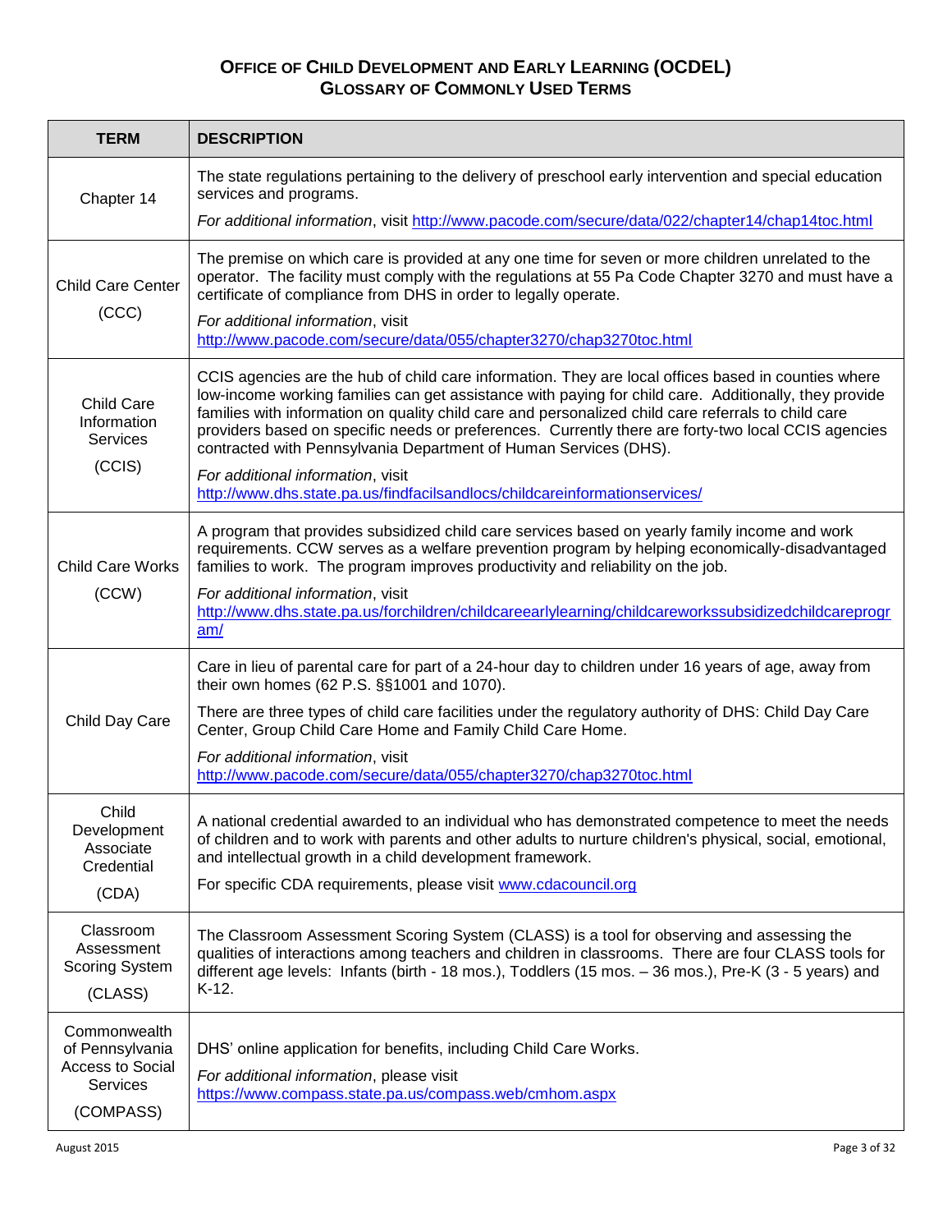## OFFICE OF CHILD DEVELOPMENT AND EARLY LEARNING (OCDEL)
## GLOSSARY OF COMMONLY USED TERMS

| TERM | DESCRIPTION |
|---|---|
| Chapter 14 | The state regulations pertaining to the delivery of preschool early intervention and special education services and programs. *For additional information*, visit http://www.pacode.com/secure/data/022/chapter14/chap14toc.html |
| Child Care Center (CCC) | The premise on which care is provided at any one time for seven or more children unrelated to the operator. The facility must comply with the regulations at 55 Pa Code Chapter 3270 and must have a certificate of compliance from DHS in order to legally operate. *For additional information*, visit http://www.pacode.com/secure/data/055/chapter3270/chap3270toc.html |
| Child Care Information Services (CCIS) | CCIS agencies are the hub of child care information. They are local offices based in counties where low-income working families can get assistance with paying for child care. Additionally, they provide families with information on quality child care and personalized child care referrals to child care providers based on specific needs or preferences. Currently there are forty-two local CCIS agencies contracted with Pennsylvania Department of Human Services (DHS). *For additional information*, visit http://www.dhs.state.pa.us/findfacilsandlocs/childcareinformationservices/ |
| Child Care Works (CCW) | A program that provides subsidized child care services based on yearly family income and work requirements. CCW serves as a welfare prevention program by helping economically-disadvantaged families to work. The program improves productivity and reliability on the job. *For additional information*, visit http://www.dhs.state.pa.us/forchildren/childcareearlylearning/childcareworkssubsidizedchildcareprogram/ |
| Child Day Care | Care in lieu of parental care for part of a 24-hour day to children under 16 years of age, away from their own homes (62 P.S. §§1001 and 1070). There are three types of child care facilities under the regulatory authority of DHS: Child Day Care Center, Group Child Care Home and Family Child Care Home. *For additional information*, visit http://www.pacode.com/secure/data/055/chapter3270/chap3270toc.html |
| Child Development Associate Credential (CDA) | A national credential awarded to an individual who has demonstrated competence to meet the needs of children and to work with parents and other adults to nurture children's physical, social, emotional, and intellectual growth in a child development framework. For specific CDA requirements, please visit www.cdacouncil.org |
| Classroom Assessment Scoring System (CLASS) | The Classroom Assessment Scoring System (CLASS) is a tool for observing and assessing the qualities of interactions among teachers and children in classrooms. There are four CLASS tools for different age levels: Infants (birth - 18 mos.), Toddlers (15 mos. – 36 mos.), Pre-K (3 - 5 years) and K-12. |
| Commonwealth of Pennsylvania Access to Social Services (COMPASS) | DHS' online application for benefits, including Child Care Works. *For additional information*, please visit https://www.compass.state.pa.us/compass.web/cmhom.aspx |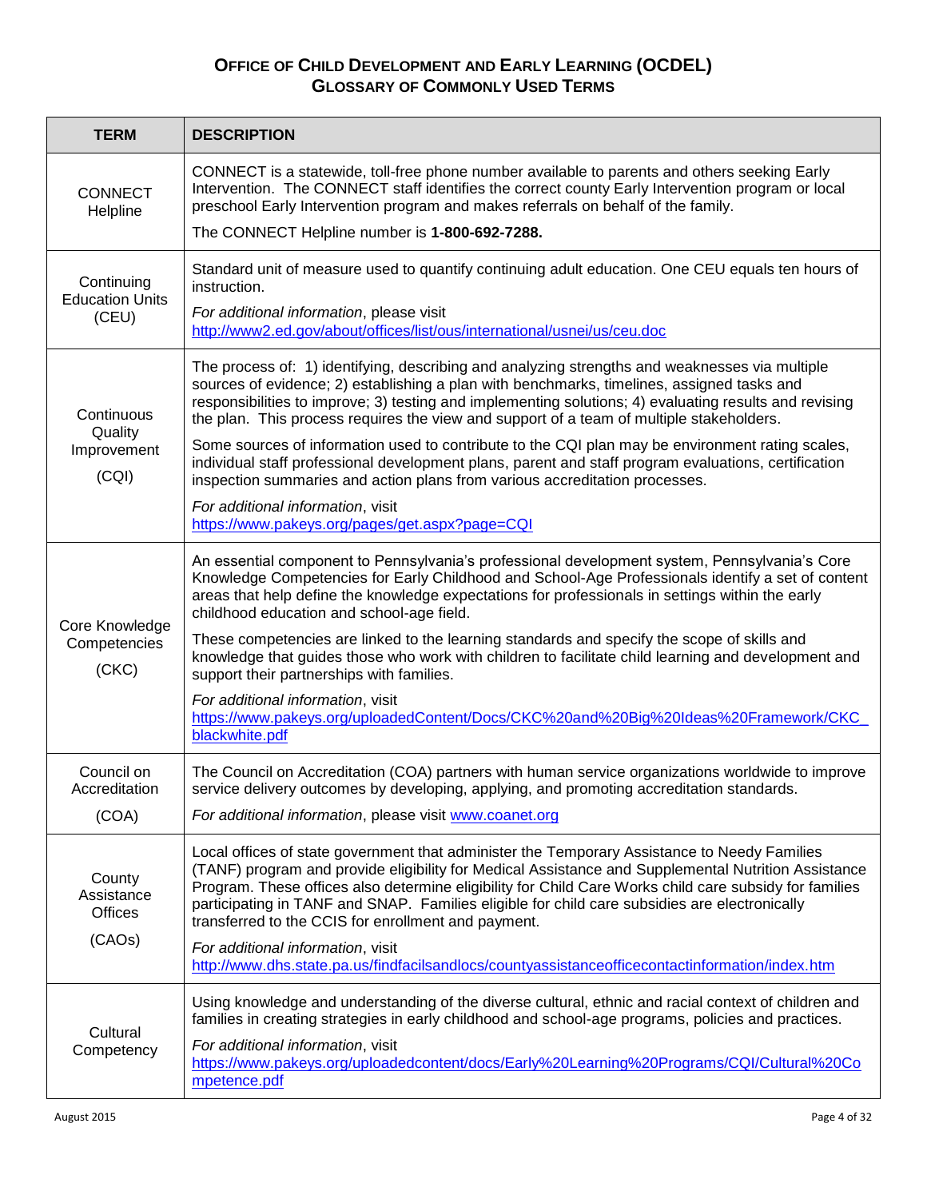**OFFICE OF CHILD DEVELOPMENT AND EARLY LEARNING (OCDEL)**
**GLOSSARY OF COMMONLY USED TERMS**

| TERM | DESCRIPTION |
|---|---|
| CONNECT Helpline | CONNECT is a statewide, toll-free phone number available to parents and others seeking Early Intervention. The CONNECT staff identifies the correct county Early Intervention program or local preschool Early Intervention program and makes referrals on behalf of the family.<br><br>The CONNECT Helpline number is **1-800-692-7288.** |
| Continuing Education Units (CEU) | Standard unit of measure used to quantify continuing adult education. One CEU equals ten hours of instruction.<br><br>*For additional information*, please visit http://www2.ed.gov/about/offices/list/ous/international/usnei/us/ceu.doc |
| Continuous Quality Improvement (CQI) | The process of: 1) identifying, describing and analyzing strengths and weaknesses via multiple sources of evidence; 2) establishing a plan with benchmarks, timelines, assigned tasks and responsibilities to improve; 3) testing and implementing solutions; 4) evaluating results and revising the plan. This process requires the view and support of a team of multiple stakeholders.<br><br>Some sources of information used to contribute to the CQI plan may be environment rating scales, individual staff professional development plans, parent and staff program evaluations, certification inspection summaries and action plans from various accreditation processes.<br><br>*For additional information*, visit https://www.pakeys.org/pages/get.aspx?page=CQI |
| Core Knowledge Competencies (CKC) | An essential component to Pennsylvania's professional development system, Pennsylvania's Core Knowledge Competencies for Early Childhood and School-Age Professionals identify a set of content areas that help define the knowledge expectations for professionals in settings within the early childhood education and school-age field.<br><br>These competencies are linked to the learning standards and specify the scope of skills and knowledge that guides those who work with children to facilitate child learning and development and support their partnerships with families.<br><br>*For additional information*, visit https://www.pakeys.org/uploadedContent/Docs/CKC%20and%20Big%20Ideas%20Framework/CKC_blackwhite.pdf |
| Council on Accreditation (COA) | The Council on Accreditation (COA) partners with human service organizations worldwide to improve service delivery outcomes by developing, applying, and promoting accreditation standards.<br><br>*For additional information*, please visit www.coanet.org |
| County Assistance Offices (CAOs) | Local offices of state government that administer the Temporary Assistance to Needy Families (TANF) program and provide eligibility for Medical Assistance and Supplemental Nutrition Assistance Program. These offices also determine eligibility for Child Care Works child care subsidy for families participating in TANF and SNAP. Families eligible for child care subsidies are electronically transferred to the CCIS for enrollment and payment.<br><br>*For additional information*, visit http://www.dhs.state.pa.us/findfacilsandlocs/countyassistanceofficecontactinformation/index.htm |
| Cultural Competency | Using knowledge and understanding of the diverse cultural, ethnic and racial context of children and families in creating strategies in early childhood and school-age programs, policies and practices.<br><br>*For additional information*, visit https://www.pakeys.org/uploadedcontent/docs/Early%20Learning%20Programs/CQI/Cultural%20Competence.pdf |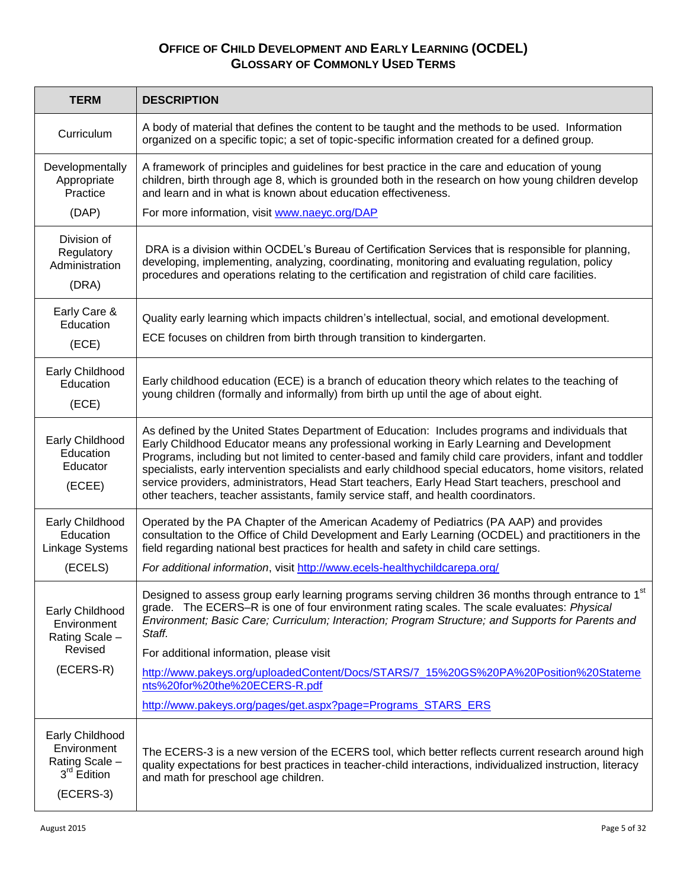# Office of Child Development and Early Learning (OCDEL)
## Glossary of Commonly Used Terms

| TERM | DESCRIPTION |
|---|---|
| Curriculum | A body of material that defines the content to be taught and the methods to be used. Information organized on a specific topic; a set of topic-specific information created for a defined group. |
| Developmentally Appropriate Practice (DAP) | A framework of principles and guidelines for best practice in the care and education of young children, birth through age 8, which is grounded both in the research on how young children develop and learn and in what is known about education effectiveness. For more information, visit [www.naeyc.org/DAP](www.naeyc.org/DAP) |
| Division of Regulatory Administration (DRA) | DRA is a division within OCDEL's Bureau of Certification Services that is responsible for planning, developing, implementing, analyzing, coordinating, monitoring and evaluating regulation, policy procedures and operations relating to the certification and registration of child care facilities. |
| Early Care & Education (ECE) | Quality early learning which impacts children's intellectual, social, and emotional development. ECE focuses on children from birth through transition to kindergarten. |
| Early Childhood Education (ECE) | Early childhood education (ECE) is a branch of education theory which relates to the teaching of young children (formally and informally) from birth up until the age of about eight. |
| Early Childhood Education Educator (ECEE) | As defined by the United States Department of Education: Includes programs and individuals that Early Childhood Educator means any professional working in Early Learning and Development Programs, including but not limited to center-based and family child care providers, infant and toddler specialists, early intervention specialists and early childhood special educators, home visitors, related service providers, administrators, Head Start teachers, Early Head Start teachers, preschool and other teachers, teacher assistants, family service staff, and health coordinators. |
| Early Childhood Education Linkage Systems (ECELS) | Operated by the PA Chapter of the American Academy of Pediatrics (PA AAP) and provides consultation to the Office of Child Development and Early Learning (OCDEL) and practitioners in the field regarding national best practices for health and safety in child care settings. *For additional information*, visit [http://www.ecels-healthychildcarepa.org/](http://www.ecels-healthychildcarepa.org/) |
| Early Childhood Environment Rating Scale – Revised (ECERS-R) | Designed to assess group early learning programs serving children 36 months through entrance to 1st grade. The ECERS–R is one of four environment rating scales. The scale evaluates: *Physical Environment; Basic Care; Curriculum; Interaction; Program Structure; and Supports for Parents and Staff.* For additional information, please visit [http://www.pakeys.org/uploadedContent/Docs/STARS/7_15%20GS%20PA%20Position%20Statements%20for%20the%20ECERS-R.pdf](http://www.pakeys.org/uploadedContent/Docs/STARS/7_15%20GS%20PA%20Position%20Statements%20for%20the%20ECERS-R.pdf) [http://www.pakeys.org/pages/get.aspx?page=Programs_STARS_ERS](http://www.pakeys.org/pages/get.aspx?page=Programs_STARS_ERS) |
| Early Childhood Environment Rating Scale – 3rd Edition (ECERS-3) | The ECERS-3 is a new version of the ECERS tool, which better reflects current research around high quality expectations for best practices in teacher-child interactions, individualized instruction, literacy and math for preschool age children. |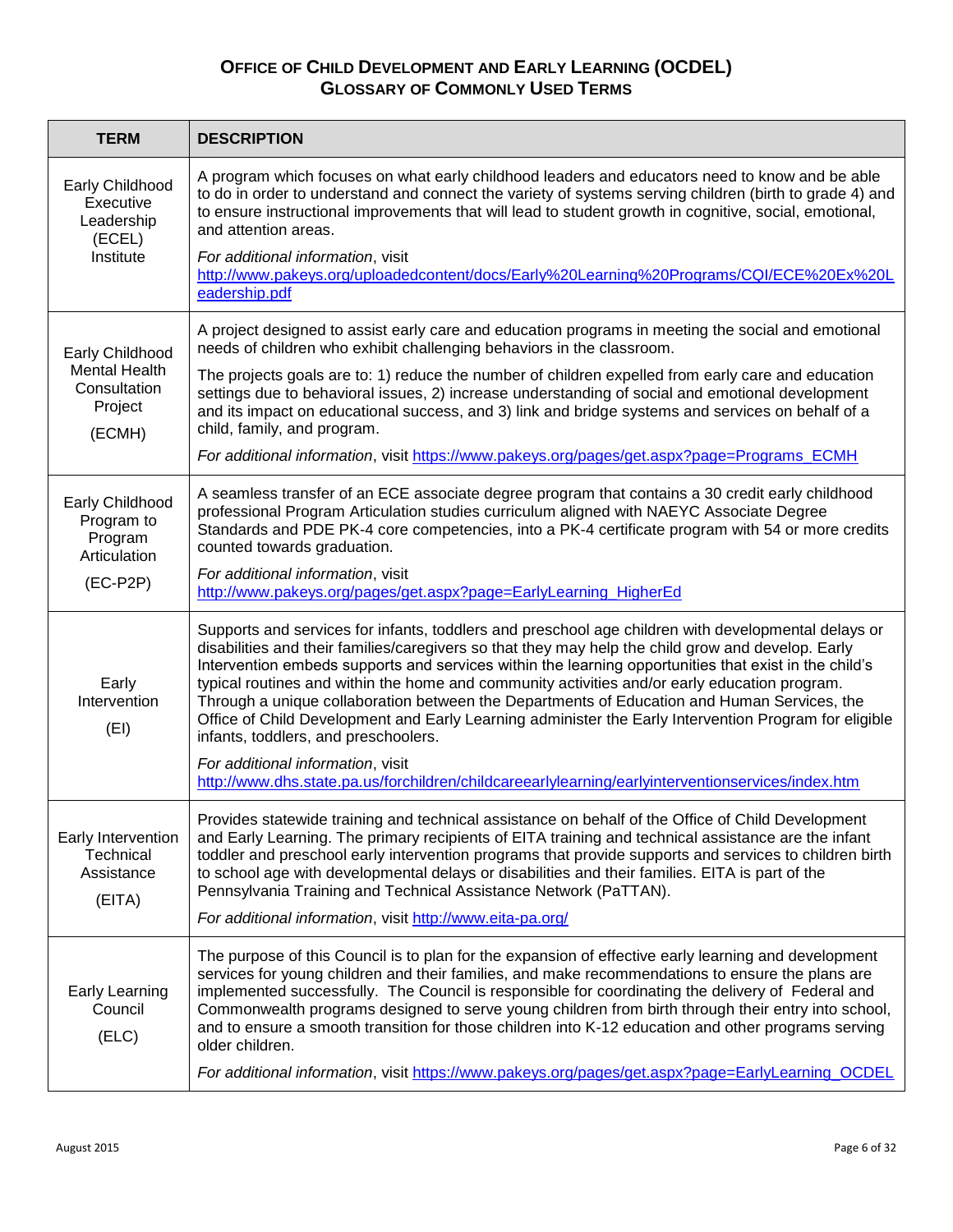## Office of Child Development and Early Learning (OCDEL)
## Glossary of Commonly Used Terms

| TERM | DESCRIPTION |
|---|---|
| Early Childhood Executive Leadership (ECEL) Institute | A program which focuses on what early childhood leaders and educators need to know and be able to do in order to understand and connect the variety of systems serving children (birth to grade 4) and to ensure instructional improvements that will lead to student growth in cognitive, social, emotional, and attention areas. <br> *For additional information*, visit http://www.pakeys.org/uploadedcontent/docs/Early%20Learning%20Programs/CQI/ECE%20Ex%20Leadership.pdf |
| Early Childhood Mental Health Consultation Project (ECMH) | A project designed to assist early care and education programs in meeting the social and emotional needs of children who exhibit challenging behaviors in the classroom. <br> The projects goals are to: 1) reduce the number of children expelled from early care and education settings due to behavioral issues, 2) increase understanding of social and emotional development and its impact on educational success, and 3) link and bridge systems and services on behalf of a child, family, and program. <br> *For additional information*, visit https://www.pakeys.org/pages/get.aspx?page=Programs_ECMH |
| Early Childhood Program to Program Articulation (EC-P2P) | A seamless transfer of an ECE associate degree program that contains a 30 credit early childhood professional Program Articulation studies curriculum aligned with NAEYC Associate Degree Standards and PDE PK-4 core competencies, into a PK-4 certificate program with 54 or more credits counted towards graduation. <br> *For additional information*, visit http://www.pakeys.org/pages/get.aspx?page=EarlyLearning_HigherEd |
| Early Intervention (EI) | Supports and services for infants, toddlers and preschool age children with developmental delays or disabilities and their families/caregivers so that they may help the child grow and develop. Early Intervention embeds supports and services within the learning opportunities that exist in the child's typical routines and within the home and community activities and/or early education program. Through a unique collaboration between the Departments of Education and Human Services, the Office of Child Development and Early Learning administer the Early Intervention Program for eligible infants, toddlers, and preschoolers. <br> *For additional information*, visit http://www.dhs.state.pa.us/forchildren/childcareearlylearning/earlyinterventionservices/index.htm |
| Early Intervention Technical Assistance (EITA) | Provides statewide training and technical assistance on behalf of the Office of Child Development and Early Learning. The primary recipients of EITA training and technical assistance are the infant toddler and preschool early intervention programs that provide supports and services to children birth to school age with developmental delays or disabilities and their families. EITA is part of the Pennsylvania Training and Technical Assistance Network (PaTTAN). <br> *For additional information*, visit http://www.eita-pa.org/ |
| Early Learning Council (ELC) | The purpose of this Council is to plan for the expansion of effective early learning and development services for young children and their families, and make recommendations to ensure the plans are implemented successfully. The Council is responsible for coordinating the delivery of Federal and Commonwealth programs designed to serve young children from birth through their entry into school, and to ensure a smooth transition for those children into K-12 education and other programs serving older children. <br> *For additional information*, visit https://www.pakeys.org/pages/get.aspx?page=EarlyLearning_OCDEL |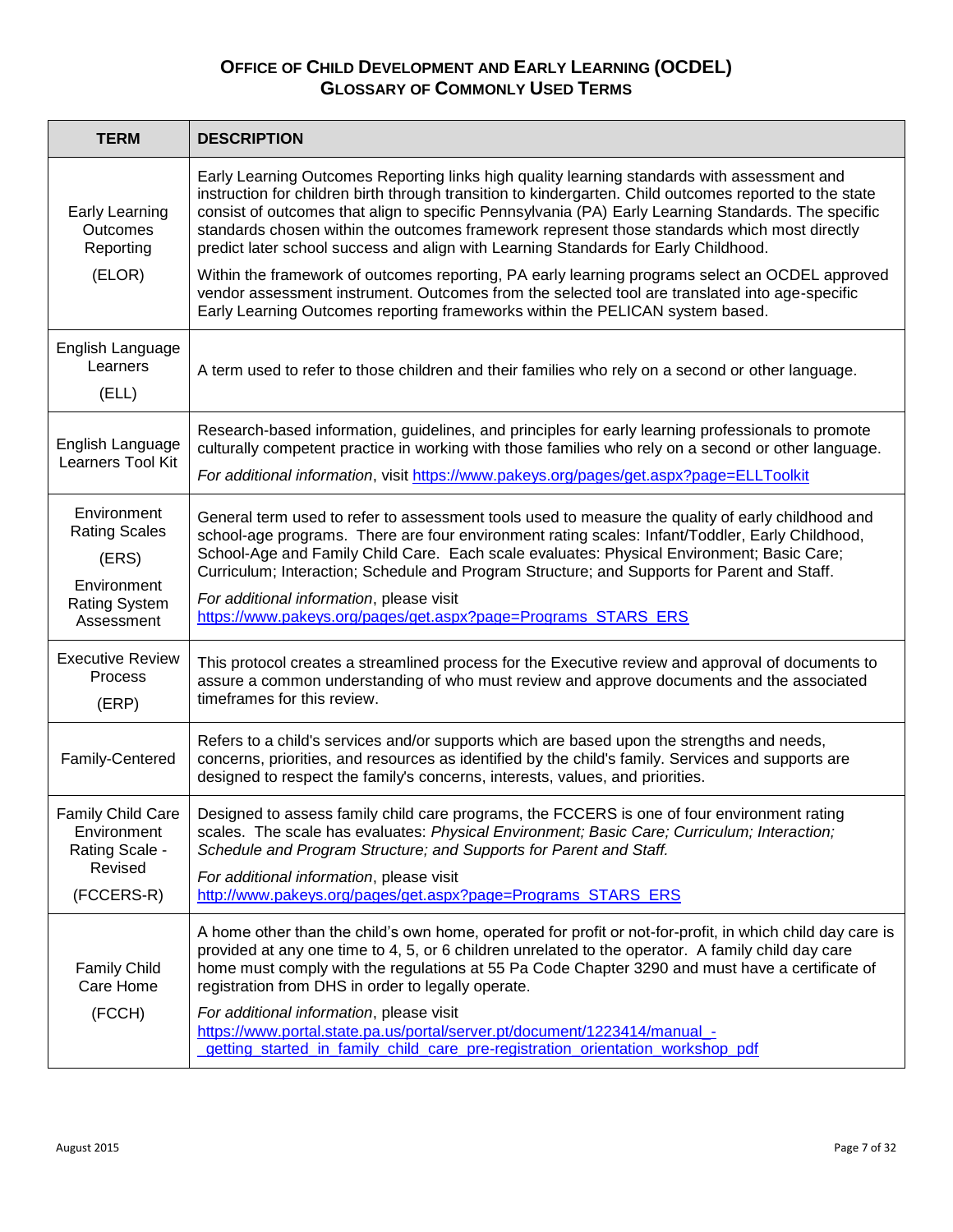## OFFICE OF CHILD DEVELOPMENT AND EARLY LEARNING (OCDEL)
## GLOSSARY OF COMMONLY USED TERMS

| TERM | DESCRIPTION |
|---|---|
| Early Learning Outcomes Reporting (ELOR) | Early Learning Outcomes Reporting links high quality learning standards with assessment and instruction for children birth through transition to kindergarten. Child outcomes reported to the state consist of outcomes that align to specific Pennsylvania (PA) Early Learning Standards. The specific standards chosen within the outcomes framework represent those standards which most directly predict later school success and align with Learning Standards for Early Childhood.<br><br>Within the framework of outcomes reporting, PA early learning programs select an OCDEL approved vendor assessment instrument. Outcomes from the selected tool are translated into age-specific Early Learning Outcomes reporting frameworks within the PELICAN system based. |
| English Language Learners (ELL) | A term used to refer to those children and their families who rely on a second or other language. |
| English Language Learners Tool Kit | Research-based information, guidelines, and principles for early learning professionals to promote culturally competent practice in working with those families who rely on a second or other language.<br><br>*For additional information*, visit https://www.pakeys.org/pages/get.aspx?page=ELLToolkit |
| Environment Rating Scales (ERS) Environment Rating System Assessment | General term used to refer to assessment tools used to measure the quality of early childhood and school-age programs. There are four environment rating scales: Infant/Toddler, Early Childhood, School-Age and Family Child Care. Each scale evaluates: Physical Environment; Basic Care; Curriculum; Interaction; Schedule and Program Structure; and Supports for Parent and Staff.<br><br>*For additional information*, please visit https://www.pakeys.org/pages/get.aspx?page=Programs_STARS_ERS |
| Executive Review Process (ERP) | This protocol creates a streamlined process for the Executive review and approval of documents to assure a common understanding of who must review and approve documents and the associated timeframes for this review. |
| Family-Centered | Refers to a child's services and/or supports which are based upon the strengths and needs, concerns, priorities, and resources as identified by the child's family. Services and supports are designed to respect the family's concerns, interests, values, and priorities. |
| Family Child Care Environment Rating Scale - Revised (FCCERS-R) | Designed to assess family child care programs, the FCCERS is one of four environment rating scales. The scale has evaluates: *Physical Environment; Basic Care; Curriculum; Interaction; Schedule and Program Structure; and Supports for Parent and Staff.*<br><br>*For additional information*, please visit http://www.pakeys.org/pages/get.aspx?page=Programs_STARS_ERS |
| Family Child Care Home (FCCH) | A home other than the child's own home, operated for profit or not-for-profit, in which child day care is provided at any one time to 4, 5, or 6 children unrelated to the operator. A family child day care home must comply with the regulations at 55 Pa Code Chapter 3290 and must have a certificate of registration from DHS in order to legally operate.<br><br>*For additional information*, please visit https://www.portal.state.pa.us/portal/server.pt/document/1223414/manual_-_getting_started_in_family_child_care_pre-registration_orientation_workshop_pdf |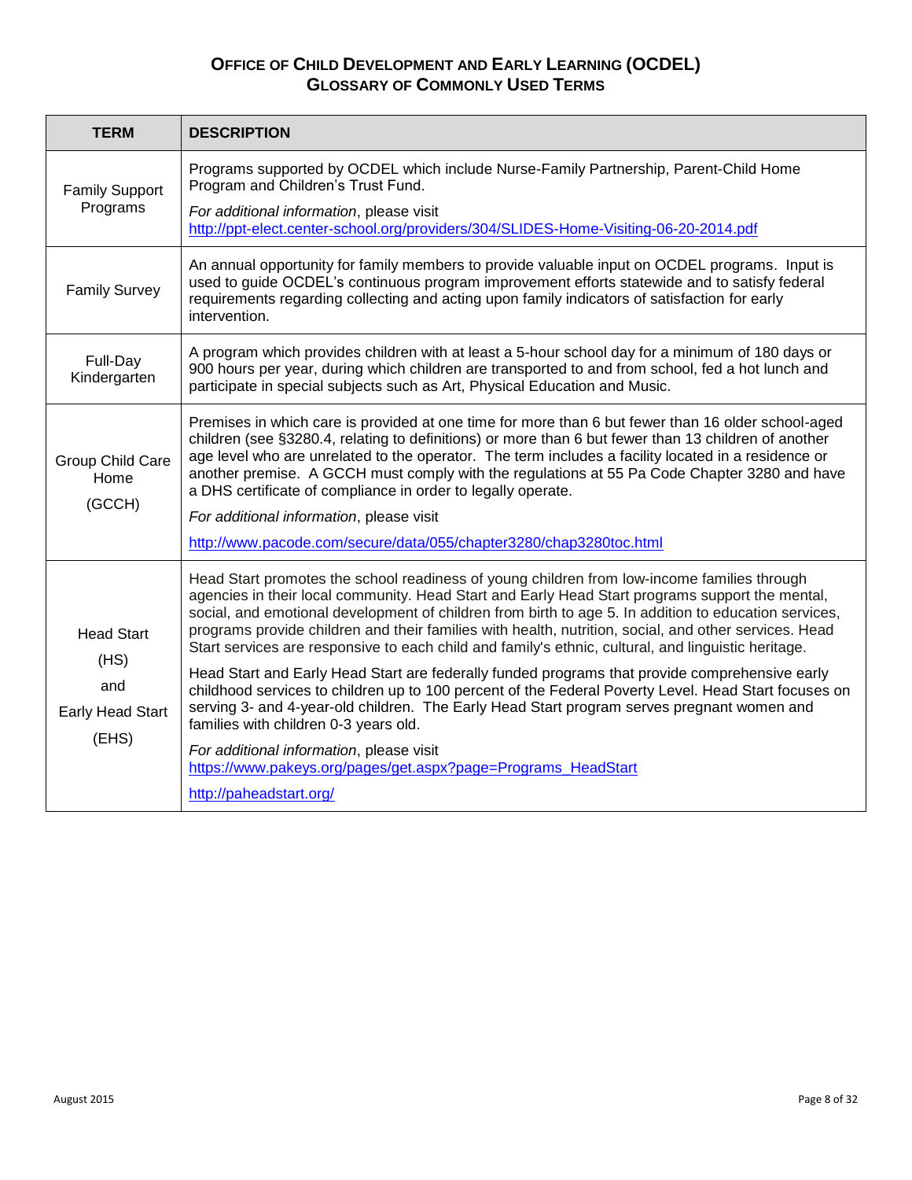# Office of Child Development and Early Learning (OCDEL)
## Glossary of Commonly Used Terms

| TERM | DESCRIPTION |
|---|---|
| Family Support Programs | Programs supported by OCDEL which include Nurse-Family Partnership, Parent-Child Home Program and Children's Trust Fund.<br>*For additional information*, please visit http://ppt-elect.center-school.org/providers/304/SLIDES-Home-Visiting-06-20-2014.pdf |
| Family Survey | An annual opportunity for family members to provide valuable input on OCDEL programs. Input is used to guide OCDEL's continuous program improvement efforts statewide and to satisfy federal requirements regarding collecting and acting upon family indicators of satisfaction for early intervention. |
| Full-Day Kindergarten | A program which provides children with at least a 5-hour school day for a minimum of 180 days or 900 hours per year, during which children are transported to and from school, fed a hot lunch and participate in special subjects such as Art, Physical Education and Music. |
| Group Child Care Home (GCCH) | Premises in which care is provided at one time for more than 6 but fewer than 16 older school-aged children (see §3280.4, relating to definitions) or more than 6 but fewer than 13 children of another age level who are unrelated to the operator. The term includes a facility located in a residence or another premise. A GCCH must comply with the regulations at 55 Pa Code Chapter 3280 and have a DHS certificate of compliance in order to legally operate.<br>*For additional information*, please visit<br>http://www.pacode.com/secure/data/055/chapter3280/chap3280toc.html |
| Head Start (HS) and Early Head Start (EHS) | Head Start promotes the school readiness of young children from low-income families through agencies in their local community. Head Start and Early Head Start programs support the mental, social, and emotional development of children from birth to age 5. In addition to education services, programs provide children and their families with health, nutrition, social, and other services. Head Start services are responsive to each child and family's ethnic, cultural, and linguistic heritage.<br>Head Start and Early Head Start are federally funded programs that provide comprehensive early childhood services to children up to 100 percent of the Federal Poverty Level. Head Start focuses on serving 3- and 4-year-old children. The Early Head Start program serves pregnant women and families with children 0-3 years old.<br>*For additional information*, please visit https://www.pakeys.org/pages/get.aspx?page=Programs_HeadStart<br>http://paheadstart.org/ |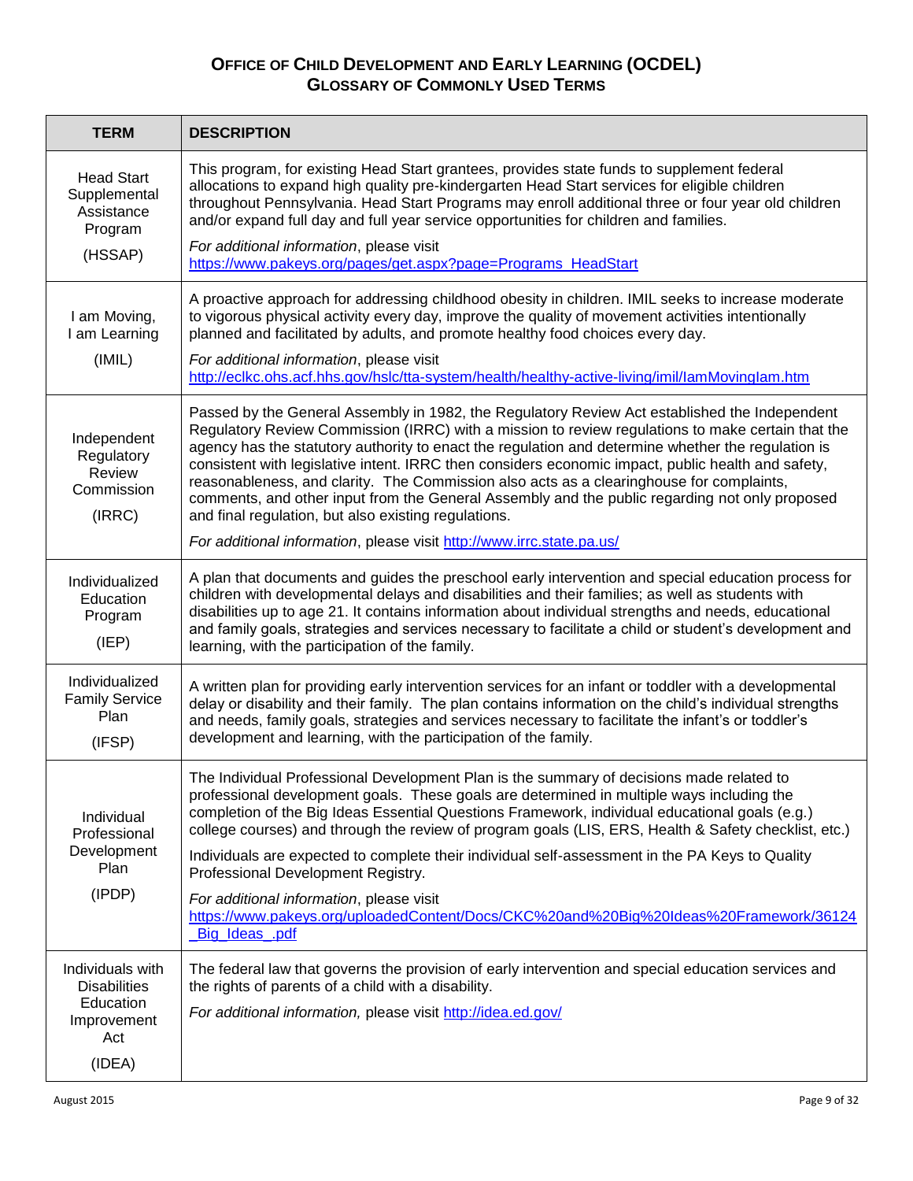# Office of Child Development and Early Learning (OCDEL)
## Glossary of Commonly Used Terms

| TERM | DESCRIPTION |
| --- | --- |
| Head Start Supplemental Assistance Program (HSSAP) | This program, for existing Head Start grantees, provides state funds to supplement federal allocations to expand high quality pre-kindergarten Head Start services for eligible children throughout Pennsylvania. Head Start Programs may enroll additional three or four year old children and/or expand full day and full year service opportunities for children and families. *For additional information*, please visit https://www.pakeys.org/pages/get.aspx?page=Programs_HeadStart |
| I am Moving, I am Learning (IMIL) | A proactive approach for addressing childhood obesity in children. IMIL seeks to increase moderate to vigorous physical activity every day, improve the quality of movement activities intentionally planned and facilitated by adults, and promote healthy food choices every day. *For additional information*, please visit http://eclkc.ohs.acf.hhs.gov/hslc/tta-system/health/healthy-active-living/imil/IamMovingIam.htm |
| Independent Regulatory Review Commission (IRRC) | Passed by the General Assembly in 1982, the Regulatory Review Act established the Independent Regulatory Review Commission (IRRC) with a mission to review regulations to make certain that the agency has the statutory authority to enact the regulation and determine whether the regulation is consistent with legislative intent. IRRC then considers economic impact, public health and safety, reasonableness, and clarity. The Commission also acts as a clearinghouse for complaints, comments, and other input from the General Assembly and the public regarding not only proposed and final regulation, but also existing regulations. *For additional information*, please visit http://www.irrc.state.pa.us/ |
| Individualized Education Program (IEP) | A plan that documents and guides the preschool early intervention and special education process for children with developmental delays and disabilities and their families; as well as students with disabilities up to age 21. It contains information about individual strengths and needs, educational and family goals, strategies and services necessary to facilitate a child or student's development and learning, with the participation of the family. |
| Individualized Family Service Plan (IFSP) | A written plan for providing early intervention services for an infant or toddler with a developmental delay or disability and their family. The plan contains information on the child's individual strengths and needs, family goals, strategies and services necessary to facilitate the infant's or toddler's development and learning, with the participation of the family. |
| Individual Professional Development Plan (IPDP) | The Individual Professional Development Plan is the summary of decisions made related to professional development goals. These goals are determined in multiple ways including the completion of the Big Ideas Essential Questions Framework, individual educational goals (e.g.) college courses) and through the review of program goals (LIS, ERS, Health & Safety checklist, etc.) Individuals are expected to complete their individual self-assessment in the PA Keys to Quality Professional Development Registry. *For additional information*, please visit https://www.pakeys.org/uploadedContent/Docs/CKC%20and%20Big%20Ideas%20Framework/36124_Big_Ideas_.pdf |
| Individuals with Disabilities Education Improvement Act (IDEA) | The federal law that governs the provision of early intervention and special education services and the rights of parents of a child with a disability. *For additional information,* please visit http://idea.ed.gov/ |

August 2015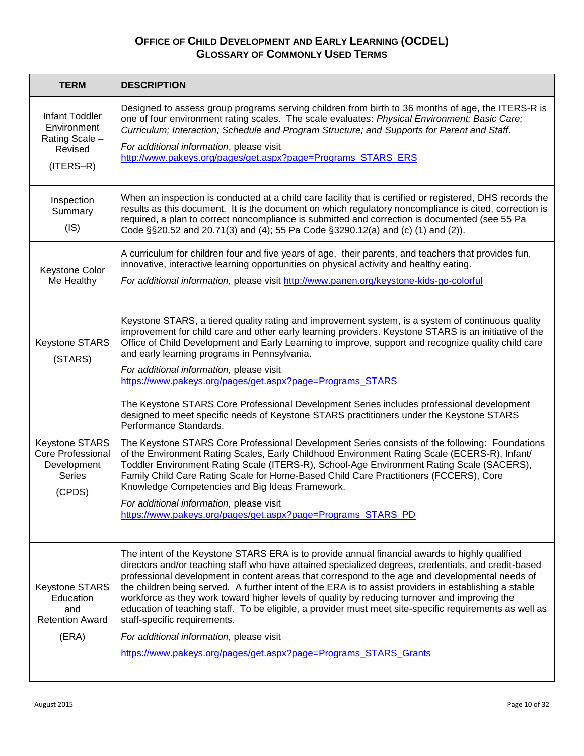# Office of Child Development and Early Learning (OCDEL)
## Glossary of Commonly Used Terms

| TERM | DESCRIPTION |
|---|---|
| Infant Toddler Environment Rating Scale – Revised (ITERS–R) | Designed to assess group programs serving children from birth to 36 months of age, the ITERS-R is one of four environment rating scales. The scale evaluates: *Physical Environment; Basic Care; Curriculum; Interaction; Schedule and Program Structure; and Supports for Parent and Staff*. *For additional information*, please visit http://www.pakeys.org/pages/get.aspx?page=Programs_STARS_ERS |
| Inspection Summary (IS) | When an inspection is conducted at a child care facility that is certified or registered, DHS records the results as this document. It is the document on which regulatory noncompliance is cited, correction is required, a plan to correct noncompliance is submitted and correction is documented (see 55 Pa Code §§20.52 and 20.71(3) and (4); 55 Pa Code §3290.12(a) and (c) (1) and (2)). |
| Keystone Color Me Healthy | A curriculum for children four and five years of age, their parents, and teachers that provides fun, innovative, interactive learning opportunities on physical activity and healthy eating. *For additional information,* please visit http://www.panen.org/keystone-kids-go-colorful |
| Keystone STARS (STARS) | Keystone STARS, a tiered quality rating and improvement system, is a system of continuous quality improvement for child care and other early learning providers. Keystone STARS is an initiative of the Office of Child Development and Early Learning to improve, support and recognize quality child care and early learning programs in Pennsylvania. *For additional information,* please visit https://www.pakeys.org/pages/get.aspx?page=Programs_STARS |
| Keystone STARS Core Professional Development Series (CPDS) | The Keystone STARS Core Professional Development Series includes professional development designed to meet specific needs of Keystone STARS practitioners under the Keystone STARS Performance Standards. The Keystone STARS Core Professional Development Series consists of the following: Foundations of the Environment Rating Scales, Early Childhood Environment Rating Scale (ECERS-R), Infant/ Toddler Environment Rating Scale (ITERS-R), School-Age Environment Rating Scale (SACERS), Family Child Care Rating Scale for Home-Based Child Care Practitioners (FCCERS), Core Knowledge Competencies and Big Ideas Framework. *For additional information,* please visit https://www.pakeys.org/pages/get.aspx?page=Programs_STARS_PD |
| Keystone STARS Education and Retention Award (ERA) | The intent of the Keystone STARS ERA is to provide annual financial awards to highly qualified directors and/or teaching staff who have attained specialized degrees, credentials, and credit-based professional development in content areas that correspond to the age and developmental needs of the children being served. A further intent of the ERA is to assist providers in establishing a stable workforce as they work toward higher levels of quality by reducing turnover and improving the education of teaching staff. To be eligible, a provider must meet site-specific requirements as well as staff-specific requirements. *For additional information,* please visit https://www.pakeys.org/pages/get.aspx?page=Programs_STARS_Grants |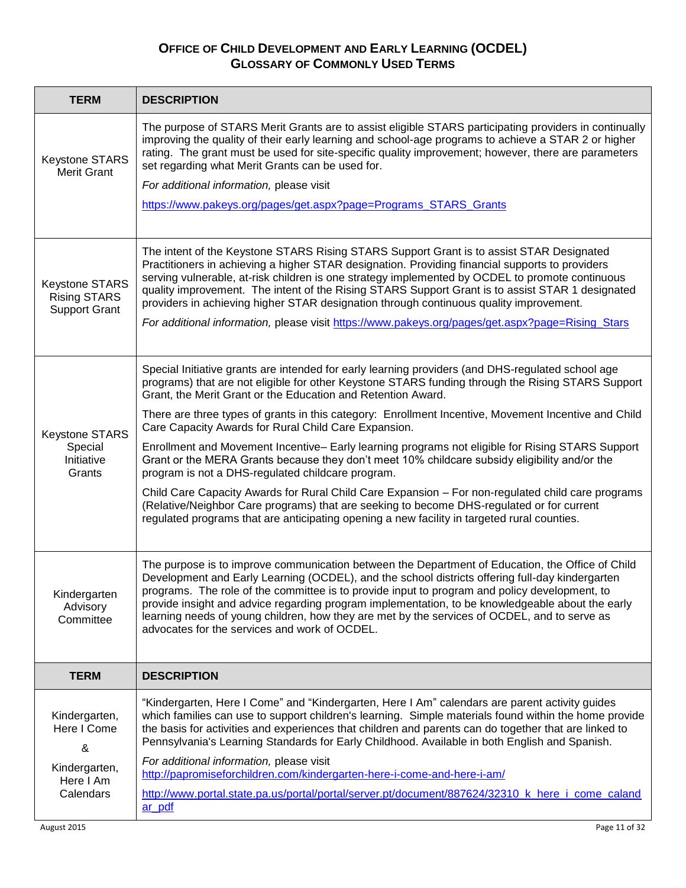# Office of Child Development and Early Learning (OCDEL)
## Glossary of Commonly Used Terms

| TERM | DESCRIPTION |
|---|---|
| Keystone STARS Merit Grant | The purpose of STARS Merit Grants are to assist eligible STARS participating providers in continually improving the quality of their early learning and school-age programs to achieve a STAR 2 or higher rating. The grant must be used for site-specific quality improvement; however, there are parameters set regarding what Merit Grants can be used for.<br><br>*For additional information,* please visit<br><br>https://www.pakeys.org/pages/get.aspx?page=Programs_STARS_Grants |
| Keystone STARS Rising STARS Support Grant | The intent of the Keystone STARS Rising STARS Support Grant is to assist STAR Designated Practitioners in achieving a higher STAR designation. Providing financial supports to providers serving vulnerable, at-risk children is one strategy implemented by OCDEL to promote continuous quality improvement. The intent of the Rising STARS Support Grant is to assist STAR 1 designated providers in achieving higher STAR designation through continuous quality improvement.<br><br>*For additional information,* please visit https://www.pakeys.org/pages/get.aspx?page=Rising_Stars |
| Keystone STARS Special Initiative Grants | Special Initiative grants are intended for early learning providers (and DHS-regulated school age programs) that are not eligible for other Keystone STARS funding through the Rising STARS Support Grant, the Merit Grant or the Education and Retention Award.<br><br>There are three types of grants in this category: Enrollment Incentive, Movement Incentive and Child Care Capacity Awards for Rural Child Care Expansion.<br><br>Enrollment and Movement Incentive– Early learning programs not eligible for Rising STARS Support Grant or the MERA Grants because they don't meet 10% childcare subsidy eligibility and/or the program is not a DHS-regulated childcare program.<br><br>Child Care Capacity Awards for Rural Child Care Expansion – For non-regulated child care programs (Relative/Neighbor Care programs) that are seeking to become DHS-regulated or for current regulated programs that are anticipating opening a new facility in targeted rural counties. |
| Kindergarten Advisory Committee | The purpose is to improve communication between the Department of Education, the Office of Child Development and Early Learning (OCDEL), and the school districts offering full-day kindergarten programs. The role of the committee is to provide input to program and policy development, to provide insight and advice regarding program implementation, to be knowledgeable about the early learning needs of young children, how they are met by the services of OCDEL, and to serve as advocates for the services and work of OCDEL. |
| Kindergarten, Here I Come & Kindergarten, Here I Am Calendars | "Kindergarten, Here I Come" and "Kindergarten, Here I Am" calendars are parent activity guides which families can use to support children's learning. Simple materials found within the home provide the basis for activities and experiences that children and parents can do together that are linked to Pennsylvania's Learning Standards for Early Childhood. Available in both English and Spanish.<br><br>*For additional information,* please visit<br>http://papromiseforchildren.com/kindergarten-here-i-come-and-here-i-am/<br><br>http://www.portal.state.pa.us/portal/portal/server.pt/document/887624/32310_k_here_i_come_calandar_pdf |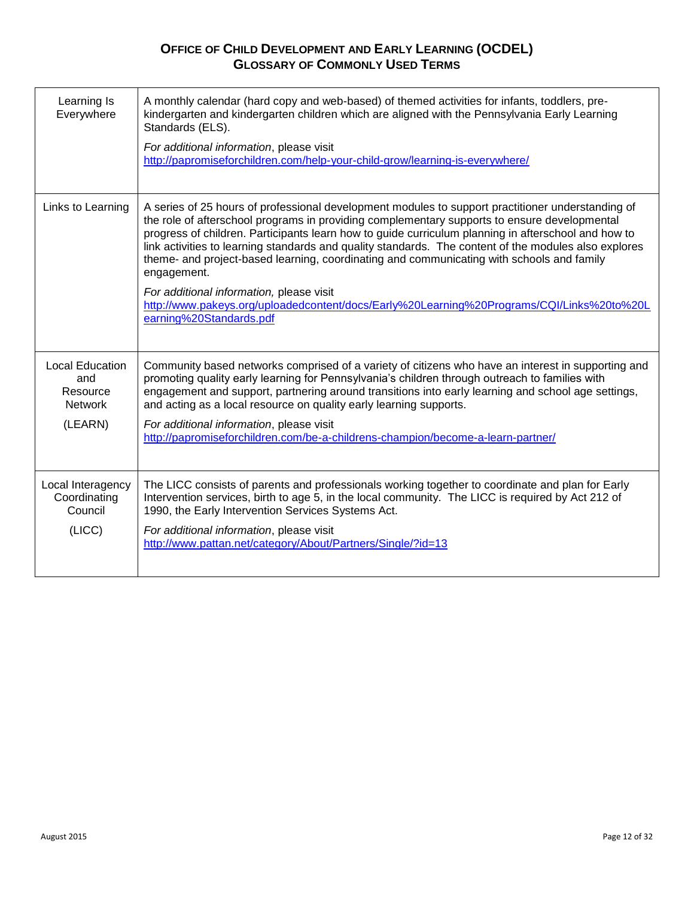# OFFICE OF CHILD DEVELOPMENT AND EARLY LEARNING (OCDEL)
## GLOSSARY OF COMMONLY USED TERMS

| | |
|---|---|
| Learning Is Everywhere | A monthly calendar (hard copy and web-based) of themed activities for infants, toddlers, pre-kindergarten and kindergarten children which are aligned with the Pennsylvania Early Learning Standards (ELS).<br><br>*For additional information*, please visit http://papromiseforchildren.com/help-your-child-grow/learning-is-everywhere/ |
| Links to Learning | A series of 25 hours of professional development modules to support practitioner understanding of the role of afterschool programs in providing complementary supports to ensure developmental progress of children. Participants learn how to guide curriculum planning in afterschool and how to link activities to learning standards and quality standards. The content of the modules also explores theme- and project-based learning, coordinating and communicating with schools and family engagement.<br><br>*For additional information,* please visit http://www.pakeys.org/uploadedcontent/docs/Early%20Learning%20Programs/CQI/Links%20to%20Learning%20Standards.pdf |
| Local Education and Resource Network (LEARN) | Community based networks comprised of a variety of citizens who have an interest in supporting and promoting quality early learning for Pennsylvania's children through outreach to families with engagement and support, partnering around transitions into early learning and school age settings, and acting as a local resource on quality early learning supports.<br><br>*For additional information*, please visit http://papromiseforchildren.com/be-a-childrens-champion/become-a-learn-partner/ |
| Local Interagency Coordinating Council (LICC) | The LICC consists of parents and professionals working together to coordinate and plan for Early Intervention services, birth to age 5, in the local community. The LICC is required by Act 212 of 1990, the Early Intervention Services Systems Act.<br><br>*For additional information*, please visit http://www.pattan.net/category/About/Partners/Single/?id=13 |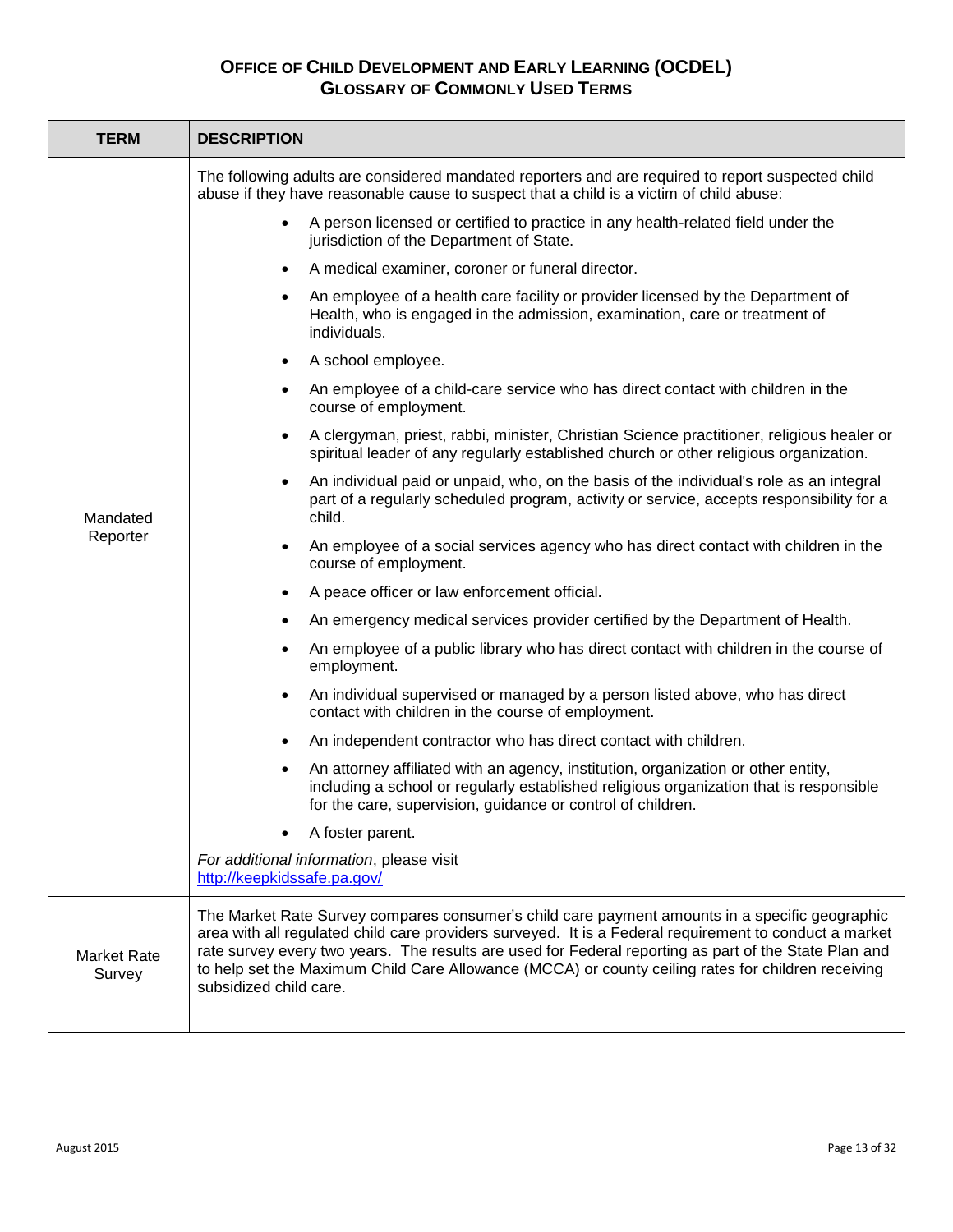# OFFICE OF CHILD DEVELOPMENT AND EARLY LEARNING (OCDEL)
## GLOSSARY OF COMMONLY USED TERMS

| TERM | DESCRIPTION |
| --- | --- |
| Mandated Reporter | The following adults are considered mandated reporters and are required to report suspected child abuse if they have reasonable cause to suspect that a child is a victim of child abuse:<br>• A person licensed or certified to practice in any health-related field under the jurisdiction of the Department of State.<br>• A medical examiner, coroner or funeral director.<br>• An employee of a health care facility or provider licensed by the Department of Health, who is engaged in the admission, examination, care or treatment of individuals.<br>• A school employee.<br>• An employee of a child-care service who has direct contact with children in the course of employment.<br>• A clergyman, priest, rabbi, minister, Christian Science practitioner, religious healer or spiritual leader of any regularly established church or other religious organization.<br>• An individual paid or unpaid, who, on the basis of the individual's role as an integral part of a regularly scheduled program, activity or service, accepts responsibility for a child.<br>• An employee of a social services agency who has direct contact with children in the course of employment.<br>• A peace officer or law enforcement official.<br>• An emergency medical services provider certified by the Department of Health.<br>• An employee of a public library who has direct contact with children in the course of employment.<br>• An individual supervised or managed by a person listed above, who has direct contact with children in the course of employment.<br>• An independent contractor who has direct contact with children.<br>• An attorney affiliated with an agency, institution, organization or other entity, including a school or regularly established religious organization that is responsible for the care, supervision, guidance or control of children.<br>• A foster parent.<br>*For additional information*, please visit http://keepkidssafe.pa.gov/ |
| Market Rate Survey | The Market Rate Survey compares consumer's child care payment amounts in a specific geographic area with all regulated child care providers surveyed. It is a Federal requirement to conduct a market rate survey every two years. The results are used for Federal reporting as part of the State Plan and to help set the Maximum Child Care Allowance (MCCA) or county ceiling rates for children receiving subsidized child care. |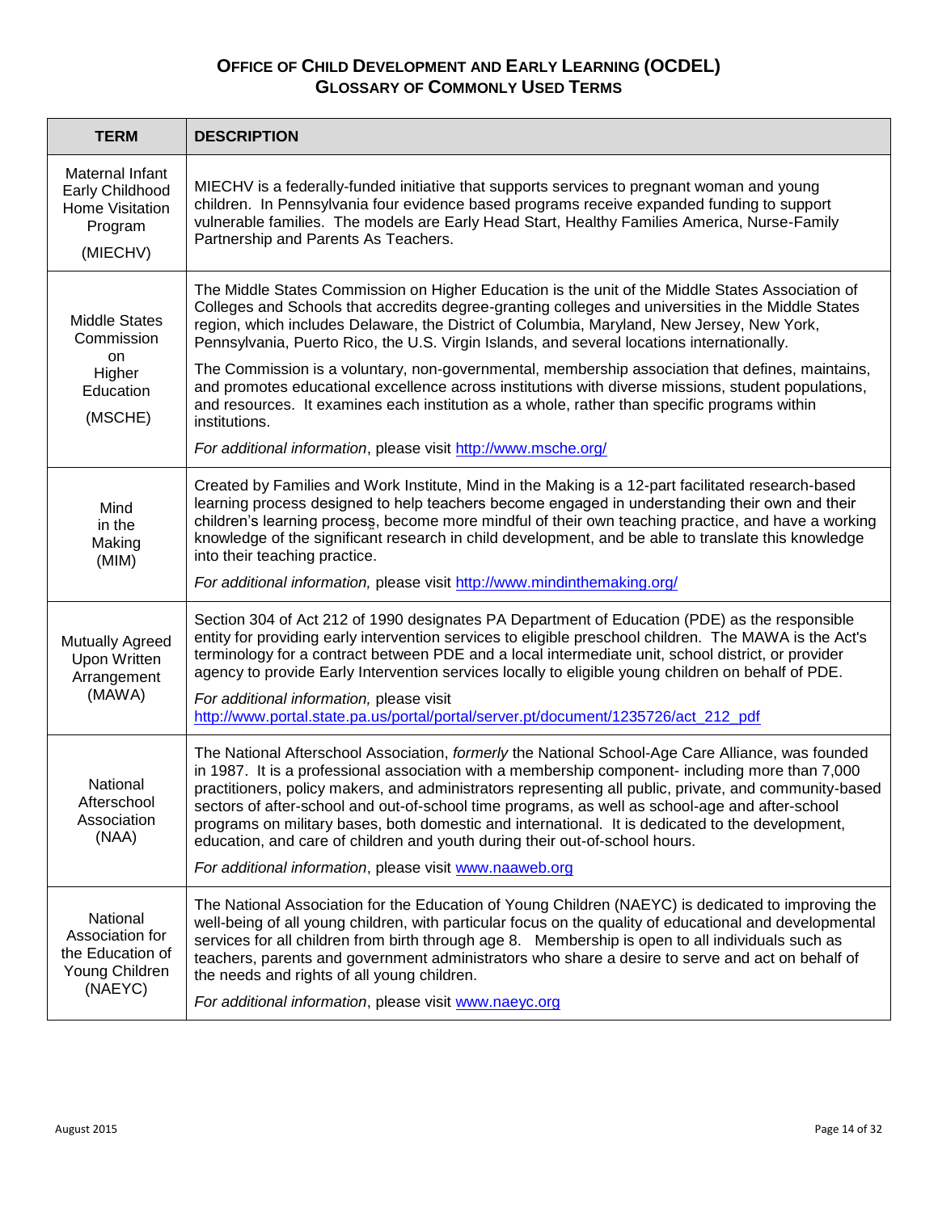## Office of Child Development and Early Learning (OCDEL)
### Glossary of Commonly Used Terms

| TERM | DESCRIPTION |
|---|---|
| Maternal Infant Early Childhood Home Visitation Program (MIECHV) | MIECHV is a federally-funded initiative that supports services to pregnant woman and young children. In Pennsylvania four evidence based programs receive expanded funding to support vulnerable families. The models are Early Head Start, Healthy Families America, Nurse-Family Partnership and Parents As Teachers. |
| Middle States Commission on Higher Education (MSCHE) | The Middle States Commission on Higher Education is the unit of the Middle States Association of Colleges and Schools that accredits degree-granting colleges and universities in the Middle States region, which includes Delaware, the District of Columbia, Maryland, New Jersey, New York, Pennsylvania, Puerto Rico, the U.S. Virgin Islands, and several locations internationally.<br><br>The Commission is a voluntary, non-governmental, membership association that defines, maintains, and promotes educational excellence across institutions with diverse missions, student populations, and resources. It examines each institution as a whole, rather than specific programs within institutions.<br><br>*For additional information*, please visit http://www.msche.org/ |
| Mind in the Making (MIM) | Created by Families and Work Institute, Mind in the Making is a 12-part facilitated research-based learning process designed to help teachers become engaged in understanding their own and their children's learning process, become more mindful of their own teaching practice, and have a working knowledge of the significant research in child development, and be able to translate this knowledge into their teaching practice.<br><br>*For additional information,* please visit http://www.mindinthemaking.org/ |
| Mutually Agreed Upon Written Arrangement (MAWA) | Section 304 of Act 212 of 1990 designates PA Department of Education (PDE) as the responsible entity for providing early intervention services to eligible preschool children. The MAWA is the Act's terminology for a contract between PDE and a local intermediate unit, school district, or provider agency to provide Early Intervention services locally to eligible young children on behalf of PDE.<br><br>*For additional information,* please visit http://www.portal.state.pa.us/portal/portal/server.pt/document/1235726/act_212_pdf |
| National Afterschool Association (NAA) | The National Afterschool Association, *formerly* the National School-Age Care Alliance, was founded in 1987. It is a professional association with a membership component- including more than 7,000 practitioners, policy makers, and administrators representing all public, private, and community-based sectors of after-school and out-of-school time programs, as well as school-age and after-school programs on military bases, both domestic and international. It is dedicated to the development, education, and care of children and youth during their out-of-school hours.<br><br>*For additional information*, please visit www.naaweb.org |
| National Association for the Education of Young Children (NAEYC) | The National Association for the Education of Young Children (NAEYC) is dedicated to improving the well-being of all young children, with particular focus on the quality of educational and developmental services for all children from birth through age 8. Membership is open to all individuals such as teachers, parents and government administrators who share a desire to serve and act on behalf of the needs and rights of all young children.<br><br>*For additional information*, please visit www.naeyc.org |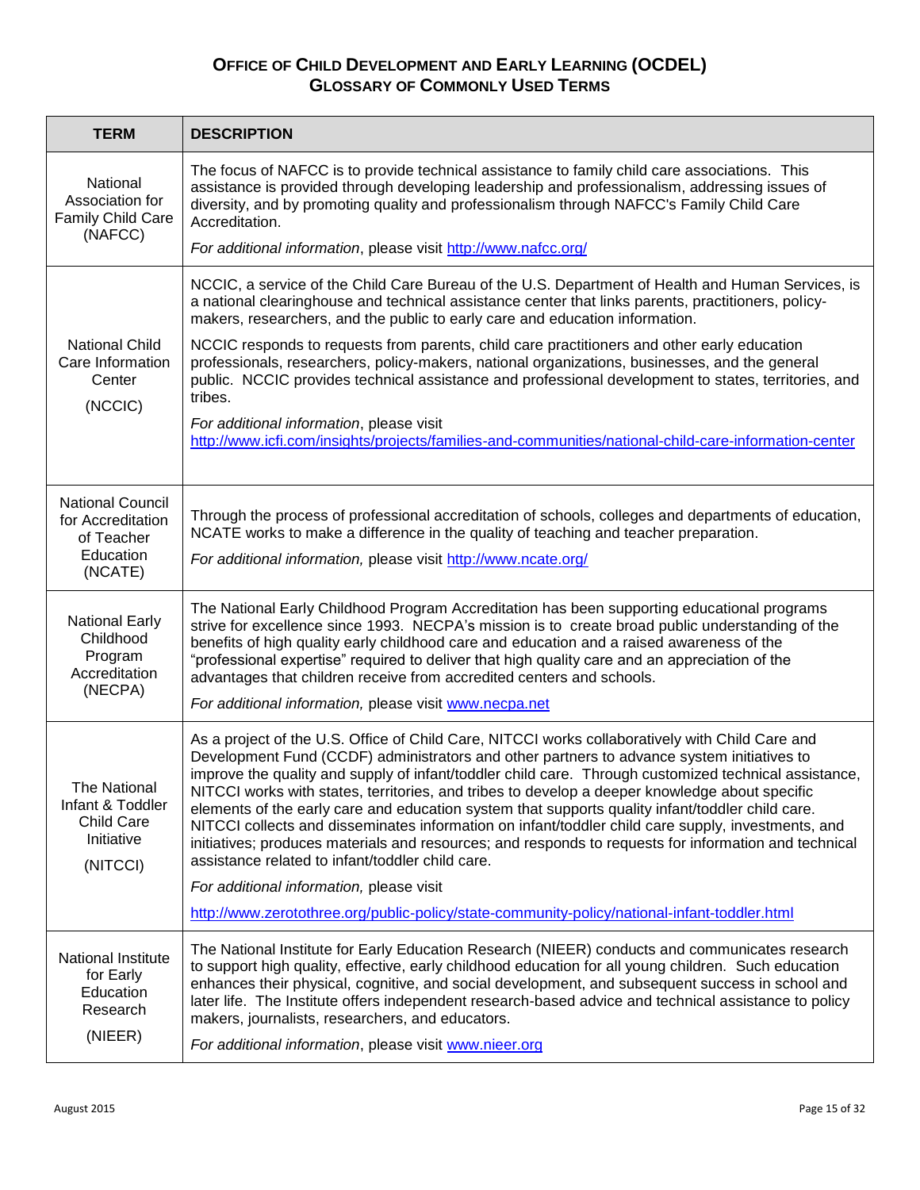**OFFICE OF CHILD DEVELOPMENT AND EARLY LEARNING (OCDEL)**
**GLOSSARY OF COMMONLY USED TERMS**

| TERM | DESCRIPTION |
|---|---|
| National Association for Family Child Care (NAFCC) | The focus of NAFCC is to provide technical assistance to family child care associations. This assistance is provided through developing leadership and professionalism, addressing issues of diversity, and by promoting quality and professionalism through NAFCC's Family Child Care Accreditation.<br><br>*For additional information*, please visit http://www.nafcc.org/ |
| National Child Care Information Center (NCCIC) | NCCIC, a service of the Child Care Bureau of the U.S. Department of Health and Human Services, is a national clearinghouse and technical assistance center that links parents, practitioners, policy-makers, researchers, and the public to early care and education information.<br><br>NCCIC responds to requests from parents, child care practitioners and other early education professionals, researchers, policy-makers, national organizations, businesses, and the general public. NCCIC provides technical assistance and professional development to states, territories, and tribes.<br><br>*For additional information*, please visit http://www.icfi.com/insights/projects/families-and-communities/national-child-care-information-center |
| National Council for Accreditation of Teacher Education (NCATE) | Through the process of professional accreditation of schools, colleges and departments of education, NCATE works to make a difference in the quality of teaching and teacher preparation.<br><br>*For additional information,* please visit http://www.ncate.org/ |
| National Early Childhood Program Accreditation (NECPA) | The National Early Childhood Program Accreditation has been supporting educational programs strive for excellence since 1993. NECPA's mission is to create broad public understanding of the benefits of high quality early childhood care and education and a raised awareness of the "professional expertise" required to deliver that high quality care and an appreciation of the advantages that children receive from accredited centers and schools.<br><br>*For additional information,* please visit www.necpa.net |
| The National Infant & Toddler Child Care Initiative (NITCCI) | As a project of the U.S. Office of Child Care, NITCCI works collaboratively with Child Care and Development Fund (CCDF) administrators and other partners to advance system initiatives to improve the quality and supply of infant/toddler child care. Through customized technical assistance, NITCCI works with states, territories, and tribes to develop a deeper knowledge about specific elements of the early care and education system that supports quality infant/toddler child care. NITCCI collects and disseminates information on infant/toddler child care supply, investments, and initiatives; produces materials and resources; and responds to requests for information and technical assistance related to infant/toddler child care.<br><br>*For additional information,* please visit<br><br>http://www.zerotothree.org/public-policy/state-community-policy/national-infant-toddler.html |
| National Institute for Early Education Research (NIEER) | The National Institute for Early Education Research (NIEER) conducts and communicates research to support high quality, effective, early childhood education for all young children. Such education enhances their physical, cognitive, and social development, and subsequent success in school and later life. The Institute offers independent research-based advice and technical assistance to policy makers, journalists, researchers, and educators.<br><br>*For additional information*, please visit www.nieer.org |

August 2015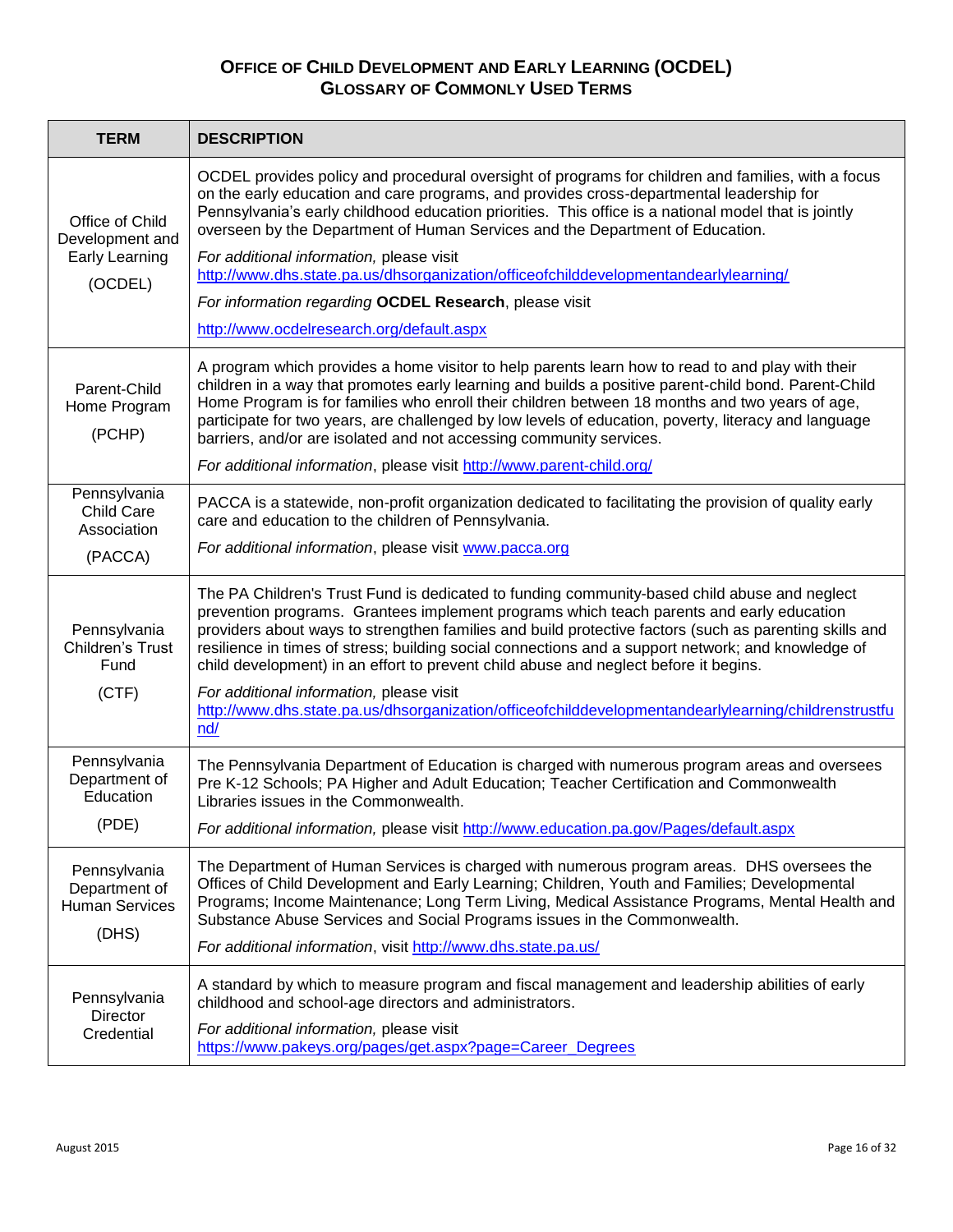# Office of Child Development and Early Learning (OCDEL)
## Glossary of Commonly Used Terms

| TERM | DESCRIPTION |
|---|---|
| Office of Child Development and Early Learning (OCDEL) | OCDEL provides policy and procedural oversight of programs for children and families, with a focus on the early education and care programs, and provides cross-departmental leadership for Pennsylvania's early childhood education priorities. This office is a national model that is jointly overseen by the Department of Human Services and the Department of Education. *For additional information,* please visit http://www.dhs.state.pa.us/dhsorganization/officeofchilddevelopmentandearlylearning/ *For information regarding* **OCDEL Research**, please visit http://www.ocdelresearch.org/default.aspx |
| Parent-Child Home Program (PCHP) | A program which provides a home visitor to help parents learn how to read to and play with their children in a way that promotes early learning and builds a positive parent-child bond. Parent-Child Home Program is for families who enroll their children between 18 months and two years of age, participate for two years, are challenged by low levels of education, poverty, literacy and language barriers, and/or are isolated and not accessing community services. *For additional information*, please visit http://www.parent-child.org/ |
| Pennsylvania Child Care Association (PACCA) | PACCA is a statewide, non-profit organization dedicated to facilitating the provision of quality early care and education to the children of Pennsylvania. *For additional information*, please visit www.pacca.org |
| Pennsylvania Children's Trust Fund (CTF) | The PA Children's Trust Fund is dedicated to funding community-based child abuse and neglect prevention programs. Grantees implement programs which teach parents and early education providers about ways to strengthen families and build protective factors (such as parenting skills and resilience in times of stress; building social connections and a support network; and knowledge of child development) in an effort to prevent child abuse and neglect before it begins. *For additional information,* please visit http://www.dhs.state.pa.us/dhsorganization/officeofchilddevelopmentandearlylearning/childrenstrustfund/ |
| Pennsylvania Department of Education (PDE) | The Pennsylvania Department of Education is charged with numerous program areas and oversees Pre K-12 Schools; PA Higher and Adult Education; Teacher Certification and Commonwealth Libraries issues in the Commonwealth. *For additional information,* please visit http://www.education.pa.gov/Pages/default.aspx |
| Pennsylvania Department of Human Services (DHS) | The Department of Human Services is charged with numerous program areas. DHS oversees the Offices of Child Development and Early Learning; Children, Youth and Families; Developmental Programs; Income Maintenance; Long Term Living, Medical Assistance Programs, Mental Health and Substance Abuse Services and Social Programs issues in the Commonwealth. *For additional information*, visit http://www.dhs.state.pa.us/ |
| Pennsylvania Director Credential | A standard by which to measure program and fiscal management and leadership abilities of early childhood and school-age directors and administrators. *For additional information,* please visit https://www.pakeys.org/pages/get.aspx?page=Career_Degrees |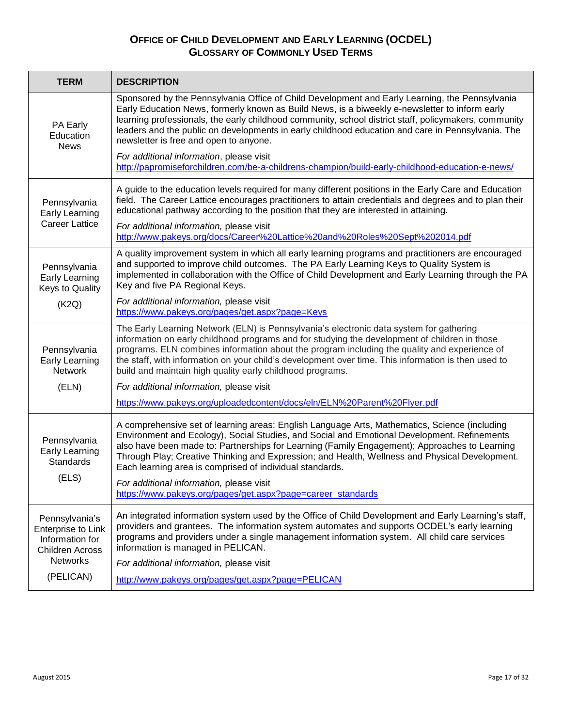# Office of Child Development and Early Learning (OCDEL)
## Glossary of Commonly Used Terms

| TERM | DESCRIPTION |
|---|---|
| PA Early Education News | Sponsored by the Pennsylvania Office of Child Development and Early Learning, the Pennsylvania Early Education News, formerly known as Build News, is a biweekly e-newsletter to inform early learning professionals, the early childhood community, school district staff, policymakers, community leaders and the public on developments in early childhood education and care in Pennsylvania. The newsletter is free and open to anyone. *For additional information*, please visit http://papromiseforchildren.com/be-a-childrens-champion/build-early-childhood-education-e-news/ |
| Pennsylvania Early Learning Career Lattice | A guide to the education levels required for many different positions in the Early Care and Education field. The Career Lattice encourages practitioners to attain credentials and degrees and to plan their educational pathway according to the position that they are interested in attaining. *For additional information,* please visit http://www.pakeys.org/docs/Career%20Lattice%20and%20Roles%20Sept%202014.pdf |
| Pennsylvania Early Learning Keys to Quality (K2Q) | A quality improvement system in which all early learning programs and practitioners are encouraged and supported to improve child outcomes. The PA Early Learning Keys to Quality System is implemented in collaboration with the Office of Child Development and Early Learning through the PA Key and five PA Regional Keys. *For additional information,* please visit https://www.pakeys.org/pages/get.aspx?page=Keys |
| Pennsylvania Early Learning Network (ELN) | The Early Learning Network (ELN) is Pennsylvania's electronic data system for gathering information on early childhood programs and for studying the development of children in those programs. ELN combines information about the program including the quality and experience of the staff, with information on your child's development over time. This information is then used to build and maintain high quality early childhood programs. *For additional information,* please visit https://www.pakeys.org/uploadedcontent/docs/eln/ELN%20Parent%20Flyer.pdf |
| Pennsylvania Early Learning Standards (ELS) | A comprehensive set of learning areas: English Language Arts, Mathematics, Science (including Environment and Ecology), Social Studies, and Social and Emotional Development. Refinements also have been made to: Partnerships for Learning (Family Engagement); Approaches to Learning Through Play; Creative Thinking and Expression; and Health, Wellness and Physical Development. Each learning area is comprised of individual standards. *For additional information,* please visit https://www.pakeys.org/pages/get.aspx?page=career_standards |
| Pennsylvania's Enterprise to Link Information for Children Across Networks (PELICAN) | An integrated information system used by the Office of Child Development and Early Learning's staff, providers and grantees. The information system automates and supports OCDEL's early learning programs and providers under a single management information system. All child care services information is managed in PELICAN. *For additional information,* please visit http://www.pakeys.org/pages/get.aspx?page=PELICAN |

August 2015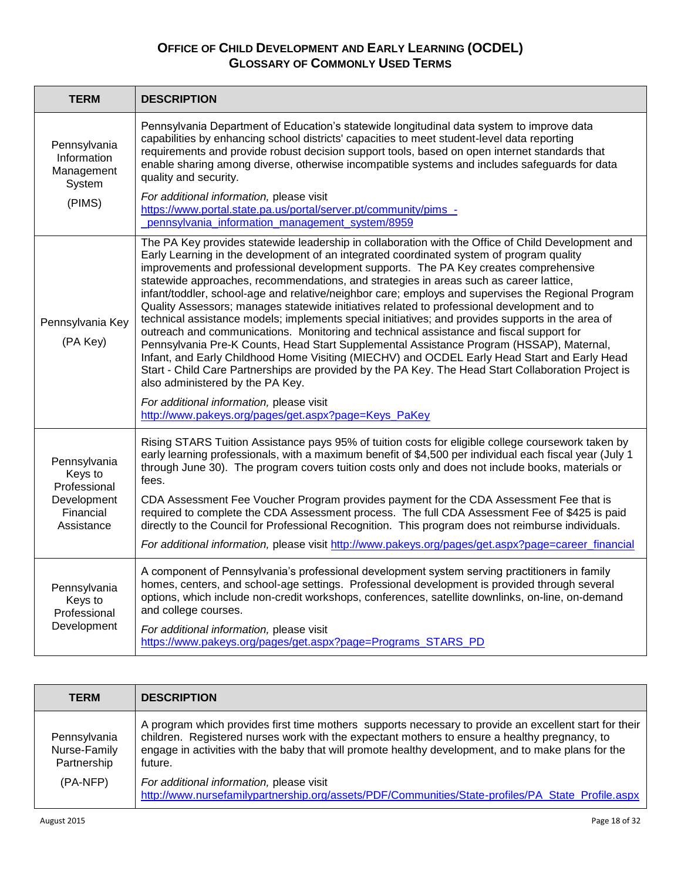# Office of Child Development and Early Learning (OCDEL)
## Glossary of Commonly Used Terms

| TERM | DESCRIPTION |
|---|---|
| Pennsylvania Information Management System (PIMS) | Pennsylvania Department of Education's statewide longitudinal data system to improve data capabilities by enhancing school districts' capacities to meet student-level data reporting requirements and provide robust decision support tools, based on open internet standards that enable sharing among diverse, otherwise incompatible systems and includes safeguards for data quality and security. *For additional information,* please visit https://www.portal.state.pa.us/portal/server.pt/community/pims_-_pennsylvania_information_management_system/8959 |
| Pennsylvania Key (PA Key) | The PA Key provides statewide leadership in collaboration with the Office of Child Development and Early Learning in the development of an integrated coordinated system of program quality improvements and professional development supports. The PA Key creates comprehensive statewide approaches, recommendations, and strategies in areas such as career lattice, infant/toddler, school-age and relative/neighbor care; employs and supervises the Regional Program Quality Assessors; manages statewide initiatives related to professional development and to technical assistance models; implements special initiatives; and provides supports in the area of outreach and communications. Monitoring and technical assistance and fiscal support for Pennsylvania Pre-K Counts, Head Start Supplemental Assistance Program (HSSAP), Maternal, Infant, and Early Childhood Home Visiting (MIECHV) and OCDEL Early Head Start and Early Head Start - Child Care Partnerships are provided by the PA Key. The Head Start Collaboration Project is also administered by the PA Key. *For additional information,* please visit http://www.pakeys.org/pages/get.aspx?page=Keys_PaKey |
| Pennsylvania Keys to Professional Development Financial Assistance | Rising STARS Tuition Assistance pays 95% of tuition costs for eligible college coursework taken by early learning professionals, with a maximum benefit of $4,500 per individual each fiscal year (July 1 through June 30). The program covers tuition costs only and does not include books, materials or fees. CDA Assessment Fee Voucher Program provides payment for the CDA Assessment Fee that is required to complete the CDA Assessment process. The full CDA Assessment Fee of $425 is paid directly to the Council for Professional Recognition. This program does not reimburse individuals. *For additional information,* please visit http://www.pakeys.org/pages/get.aspx?page=career_financial |
| Pennsylvania Keys to Professional Development | A component of Pennsylvania's professional development system serving practitioners in family homes, centers, and school-age settings. Professional development is provided through several options, which include non-credit workshops, conferences, satellite downlinks, on-line, on-demand and college courses. *For additional information,* please visit https://www.pakeys.org/pages/get.aspx?page=Programs_STARS_PD |
| Pennsylvania Nurse-Family Partnership (PA-NFP) | A program which provides first time mothers supports necessary to provide an excellent start for their children. Registered nurses work with the expectant mothers to ensure a healthy pregnancy, to engage in activities with the baby that will promote healthy development, and to make plans for the future. *For additional information,* please visit http://www.nursefamilypartnership.org/assets/PDF/Communities/State-profiles/PA_State_Profile.aspx |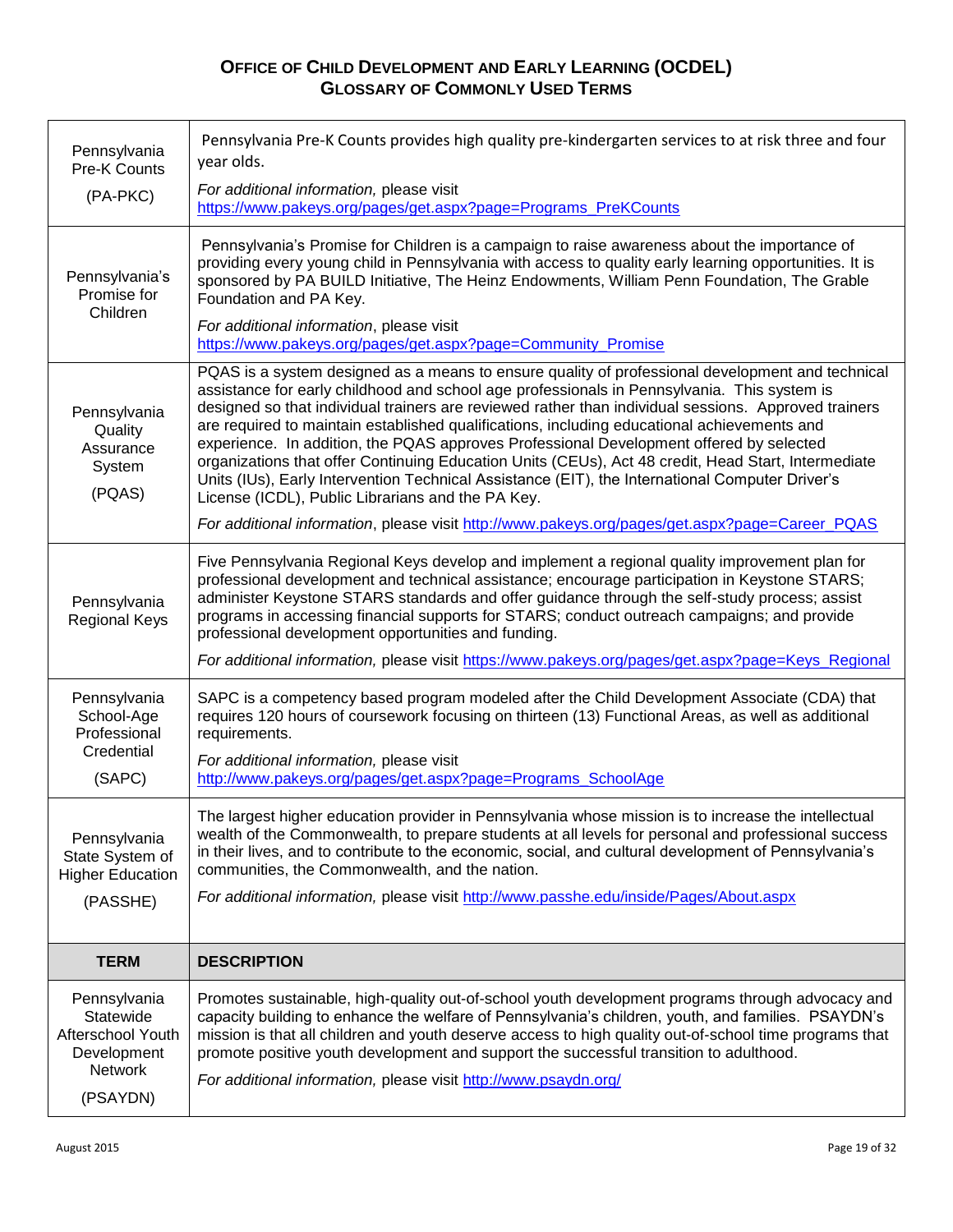# Office of Child Development and Early Learning (OCDEL)
## Glossary of Commonly Used Terms

| TERM | DESCRIPTION |
|---|---|
| Pennsylvania Pre-K Counts (PA-PKC) | Pennsylvania Pre-K Counts provides high quality pre-kindergarten services to at risk three and four year olds. *For additional information,* please visit https://www.pakeys.org/pages/get.aspx?page=Programs_PreKCounts |
| Pennsylvania's Promise for Children | Pennsylvania's Promise for Children is a campaign to raise awareness about the importance of providing every young child in Pennsylvania with access to quality early learning opportunities. It is sponsored by PA BUILD Initiative, The Heinz Endowments, William Penn Foundation, The Grable Foundation and PA Key. *For additional information*, please visit https://www.pakeys.org/pages/get.aspx?page=Community_Promise |
| Pennsylvania Quality Assurance System (PQAS) | PQAS is a system designed as a means to ensure quality of professional development and technical assistance for early childhood and school age professionals in Pennsylvania. This system is designed so that individual trainers are reviewed rather than individual sessions. Approved trainers are required to maintain established qualifications, including educational achievements and experience. In addition, the PQAS approves Professional Development offered by selected organizations that offer Continuing Education Units (CEUs), Act 48 credit, Head Start, Intermediate Units (IUs), Early Intervention Technical Assistance (EIT), the International Computer Driver's License (ICDL), Public Librarians and the PA Key. *For additional information*, please visit http://www.pakeys.org/pages/get.aspx?page=Career_PQAS |
| Pennsylvania Regional Keys | Five Pennsylvania Regional Keys develop and implement a regional quality improvement plan for professional development and technical assistance; encourage participation in Keystone STARS; administer Keystone STARS standards and offer guidance through the self-study process; assist programs in accessing financial supports for STARS; conduct outreach campaigns; and provide professional development opportunities and funding. *For additional information,* please visit https://www.pakeys.org/pages/get.aspx?page=Keys_Regional |
| Pennsylvania School-Age Professional Credential (SAPC) | SAPC is a competency based program modeled after the Child Development Associate (CDA) that requires 120 hours of coursework focusing on thirteen (13) Functional Areas, as well as additional requirements. *For additional information,* please visit http://www.pakeys.org/pages/get.aspx?page=Programs_SchoolAge |
| Pennsylvania State System of Higher Education (PASSHE) | The largest higher education provider in Pennsylvania whose mission is to increase the intellectual wealth of the Commonwealth, to prepare students at all levels for personal and professional success in their lives, and to contribute to the economic, social, and cultural development of Pennsylvania's communities, the Commonwealth, and the nation. *For additional information,* please visit http://www.passhe.edu/inside/Pages/About.aspx |
| **TERM** | **DESCRIPTION** |
| Pennsylvania Statewide Afterschool Youth Development Network (PSAYDN) | Promotes sustainable, high-quality out-of-school youth development programs through advocacy and capacity building to enhance the welfare of Pennsylvania's children, youth, and families. PSAYDN's mission is that all children and youth deserve access to high quality out-of-school time programs that promote positive youth development and support the successful transition to adulthood. *For additional information,* please visit http://www.psaydn.org/ |

August 2015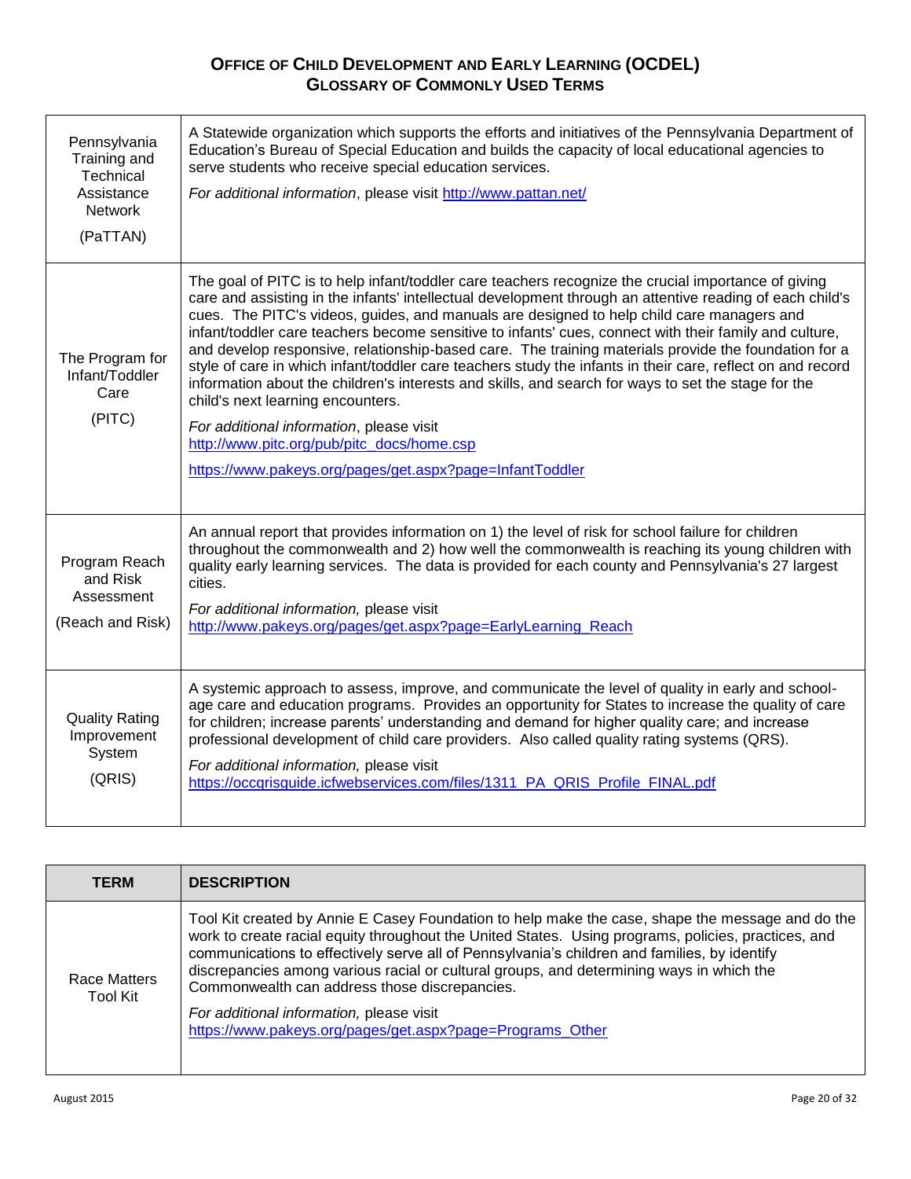## Office of Child Development and Early Learning (OCDEL)
## Glossary of Commonly Used Terms

| | |
|---|---|
| Pennsylvania Training and Technical Assistance Network (PaTTAN) | A Statewide organization which supports the efforts and initiatives of the Pennsylvania Department of Education's Bureau of Special Education and builds the capacity of local educational agencies to serve students who receive special education services. *For additional information*, please visit http://www.pattan.net/ |
| The Program for Infant/Toddler Care (PITC) | The goal of PITC is to help infant/toddler care teachers recognize the crucial importance of giving care and assisting in the infants' intellectual development through an attentive reading of each child's cues. The PITC's videos, guides, and manuals are designed to help child care managers and infant/toddler care teachers become sensitive to infants' cues, connect with their family and culture, and develop responsive, relationship-based care. The training materials provide the foundation for a style of care in which infant/toddler care teachers study the infants in their care, reflect on and record information about the children's interests and skills, and search for ways to set the stage for the child's next learning encounters. *For additional information*, please visit http://www.pitc.org/pub/pitc_docs/home.csp https://www.pakeys.org/pages/get.aspx?page=InfantToddler |
| Program Reach and Risk Assessment (Reach and Risk) | An annual report that provides information on 1) the level of risk for school failure for children throughout the commonwealth and 2) how well the commonwealth is reaching its young children with quality early learning services. The data is provided for each county and Pennsylvania's 27 largest cities. *For additional information,* please visit http://www.pakeys.org/pages/get.aspx?page=EarlyLearning_Reach |
| Quality Rating Improvement System (QRIS) | A systemic approach to assess, improve, and communicate the level of quality in early and school-age care and education programs. Provides an opportunity for States to increase the quality of care for children; increase parents' understanding and demand for higher quality care; and increase professional development of child care providers. Also called quality rating systems (QRS). *For additional information,* please visit https://occqrisguide.icfwebservices.com/files/1311_PA_QRIS_Profile_FINAL.pdf |

| TERM | DESCRIPTION |
|---|---|
| Race Matters Tool Kit | Tool Kit created by Annie E Casey Foundation to help make the case, shape the message and do the work to create racial equity throughout the United States. Using programs, policies, practices, and communications to effectively serve all of Pennsylvania's children and families, by identify discrepancies among various racial or cultural groups, and determining ways in which the Commonwealth can address those discrepancies. *For additional information,* please visit https://www.pakeys.org/pages/get.aspx?page=Programs_Other |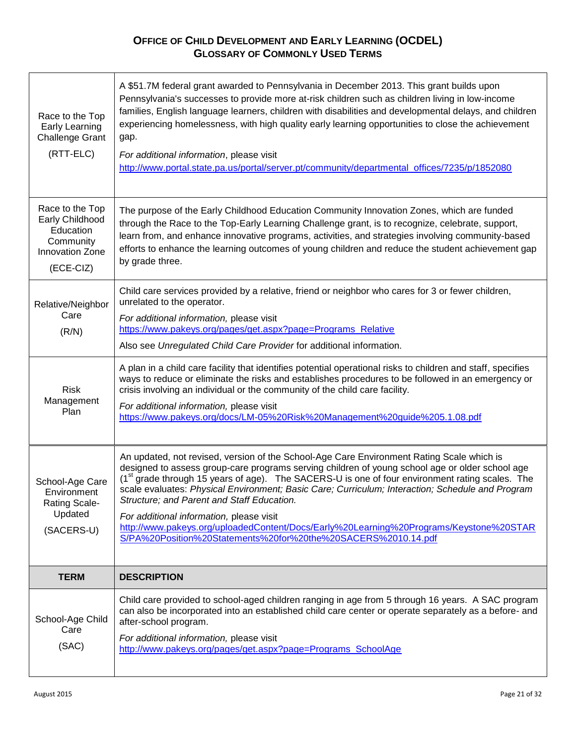## OFFICE OF CHILD DEVELOPMENT AND EARLY LEARNING (OCDEL)
## GLOSSARY OF COMMONLY USED TERMS

| TERM | DESCRIPTION |
|---|---|
| Race to the Top Early Learning Challenge Grant (RTT-ELC) | A $51.7M federal grant awarded to Pennsylvania in December 2013. This grant builds upon Pennsylvania's successes to provide more at-risk children such as children living in low-income families, English language learners, children with disabilities and developmental delays, and children experiencing homelessness, with high quality early learning opportunities to close the achievement gap. *For additional information*, please visit http://www.portal.state.pa.us/portal/server.pt/community/departmental_offices/7235/p/1852080 |
| Race to the Top Early Childhood Education Community Innovation Zone (ECE-CIZ) | The purpose of the Early Childhood Education Community Innovation Zones, which are funded through the Race to the Top-Early Learning Challenge grant, is to recognize, celebrate, support, learn from, and enhance innovative programs, activities, and strategies involving community-based efforts to enhance the learning outcomes of young children and reduce the student achievement gap by grade three. |
| Relative/Neighbor Care (R/N) | Child care services provided by a relative, friend or neighbor who cares for 3 or fewer children, unrelated to the operator. *For additional information,* please visit https://www.pakeys.org/pages/get.aspx?page=Programs_Relative Also see *Unregulated Child Care Provider* for additional information. |
| Risk Management Plan | A plan in a child care facility that identifies potential operational risks to children and staff, specifies ways to reduce or eliminate the risks and establishes procedures to be followed in an emergency or crisis involving an individual or the community of the child care facility. *For additional information,* please visit https://www.pakeys.org/docs/LM-05%20Risk%20Management%20guide%205.1.08.pdf |
| School-Age Care Environment Rating Scale-Updated (SACERS-U) | An updated, not revised, version of the School-Age Care Environment Rating Scale which is designed to assess group-care programs serving children of young school age or older school age (1st grade through 15 years of age). The SACERS-U is one of four environment rating scales. The scale evaluates: *Physical Environment; Basic Care; Curriculum; Interaction; Schedule and Program Structure; and Parent and Staff Education.* *For additional information,* please visit http://www.pakeys.org/uploadedContent/Docs/Early%20Learning%20Programs/Keystone%20STARS/PA%20Position%20Statements%20for%20the%20SACERS%2010.14.pdf |
| School-Age Child Care (SAC) | Child care provided to school-aged children ranging in age from 5 through 16 years. A SAC program can also be incorporated into an established child care center or operate separately as a before- and after-school program. *For additional information,* please visit http://www.pakeys.org/pages/get.aspx?page=Programs_SchoolAge |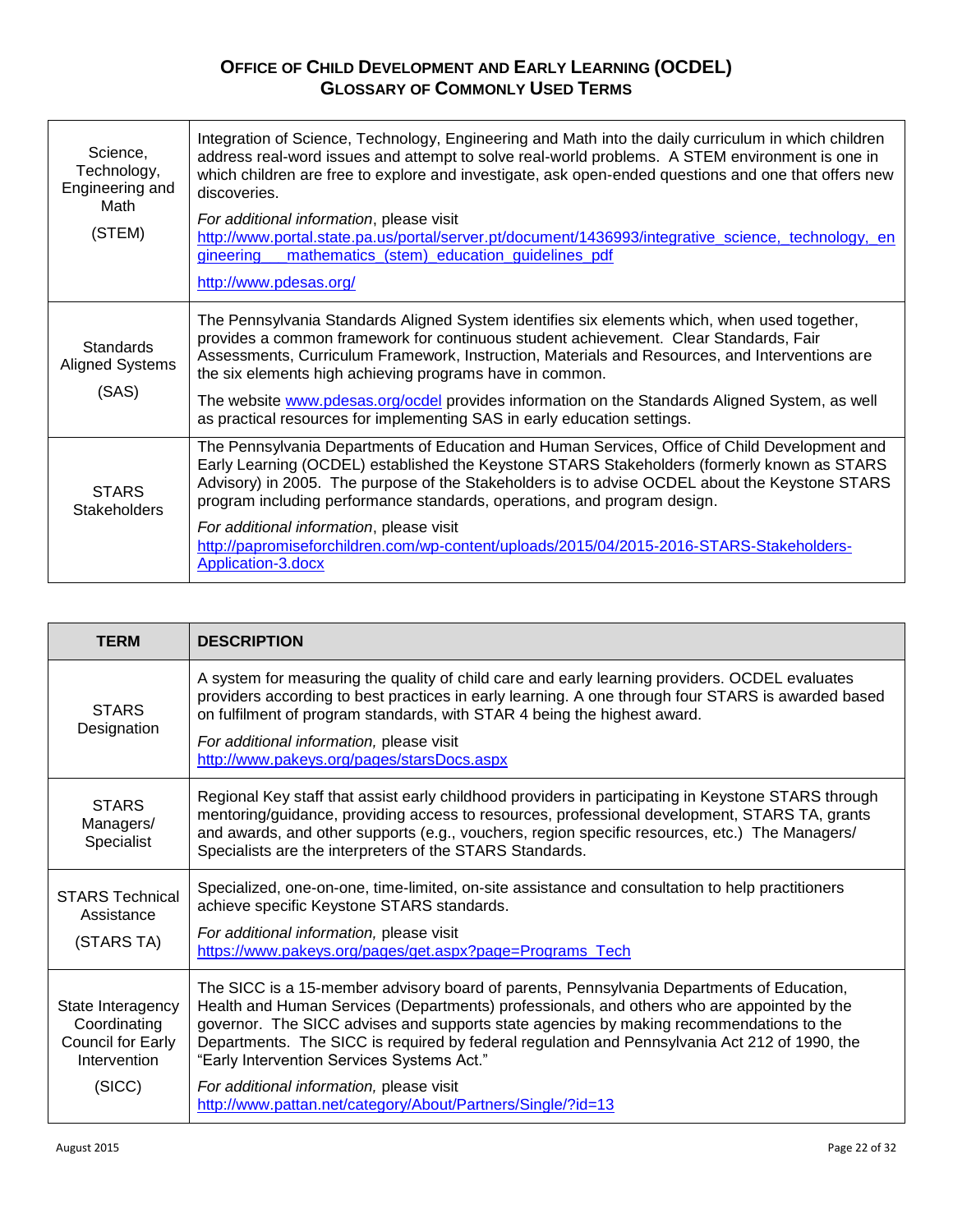# Office of Child Development and Early Learning (OCDEL)
## Glossary of Commonly Used Terms

| TERM | DESCRIPTION |
|---|---|
| Science, Technology, Engineering and Math (STEM) | Integration of Science, Technology, Engineering and Math into the daily curriculum in which children address real-word issues and attempt to solve real-world problems. A STEM environment is one in which children are free to explore and investigate, ask open-ended questions and one that offers new discoveries. *For additional information*, please visit http://www.portal.state.pa.us/portal/server.pt/document/1436993/integrative_science,_technology,_engineering___mathematics_(stem)_education_guidelines_pdf http://www.pdesas.org/ |
| Standards Aligned Systems (SAS) | The Pennsylvania Standards Aligned System identifies six elements which, when used together, provides a common framework for continuous student achievement. Clear Standards, Fair Assessments, Curriculum Framework, Instruction, Materials and Resources, and Interventions are the six elements high achieving programs have in common. The website www.pdesas.org/ocdel provides information on the Standards Aligned System, as well as practical resources for implementing SAS in early education settings. |
| STARS Stakeholders | The Pennsylvania Departments of Education and Human Services, Office of Child Development and Early Learning (OCDEL) established the Keystone STARS Stakeholders (formerly known as STARS Advisory) in 2005. The purpose of the Stakeholders is to advise OCDEL about the Keystone STARS program including performance standards, operations, and program design. *For additional information*, please visit http://papromiseforchildren.com/wp-content/uploads/2015/04/2015-2016-STARS-Stakeholders-Application-3.docx |
| STARS Designation | A system for measuring the quality of child care and early learning providers. OCDEL evaluates providers according to best practices in early learning. A one through four STARS is awarded based on fulfilment of program standards, with STAR 4 being the highest award. *For additional information,* please visit http://www.pakeys.org/pages/starsDocs.aspx |
| STARS Managers/ Specialist | Regional Key staff that assist early childhood providers in participating in Keystone STARS through mentoring/guidance, providing access to resources, professional development, STARS TA, grants and awards, and other supports (e.g., vouchers, region specific resources, etc.) The Managers/ Specialists are the interpreters of the STARS Standards. |
| STARS Technical Assistance (STARS TA) | Specialized, one-on-one, time-limited, on-site assistance and consultation to help practitioners achieve specific Keystone STARS standards. *For additional information,* please visit https://www.pakeys.org/pages/get.aspx?page=Programs_Tech |
| State Interagency Coordinating Council for Early Intervention (SICC) | The SICC is a 15-member advisory board of parents, Pennsylvania Departments of Education, Health and Human Services (Departments) professionals, and others who are appointed by the governor. The SICC advises and supports state agencies by making recommendations to the Departments. The SICC is required by federal regulation and Pennsylvania Act 212 of 1990, the "Early Intervention Services Systems Act." *For additional information,* please visit http://www.pattan.net/category/About/Partners/Single/?id=13 |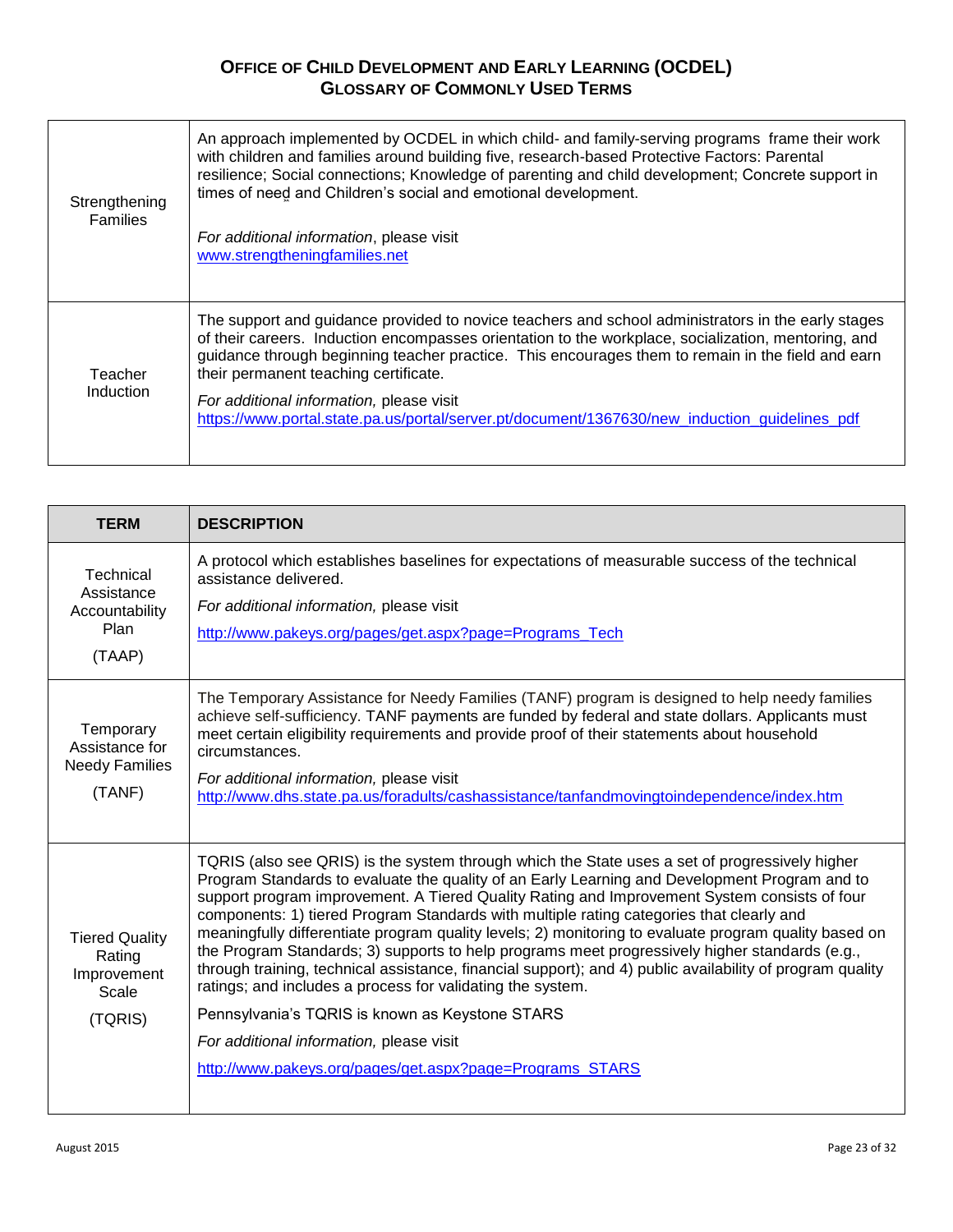## Office of Child Development and Early Learning (OCDEL)
## Glossary of Commonly Used Terms

| | |
|---|---|
| Strengthening Families | An approach implemented by OCDEL in which child- and family-serving programs frame their work with children and families around building five, research-based Protective Factors: Parental resilience; Social connections; Knowledge of parenting and child development; Concrete support in times of need and Children's social and emotional development. *For additional information*, please visit www.strengtheningfamilies.net |
| Teacher Induction | The support and guidance provided to novice teachers and school administrators in the early stages of their careers. Induction encompasses orientation to the workplace, socialization, mentoring, and guidance through beginning teacher practice. This encourages them to remain in the field and earn their permanent teaching certificate. *For additional information,* please visit https://www.portal.state.pa.us/portal/server.pt/document/1367630/new_induction_guidelines_pdf |

| TERM | DESCRIPTION |
|---|---|
| Technical Assistance Accountability Plan (TAAP) | A protocol which establishes baselines for expectations of measurable success of the technical assistance delivered. *For additional information,* please visit http://www.pakeys.org/pages/get.aspx?page=Programs_Tech |
| Temporary Assistance for Needy Families (TANF) | The Temporary Assistance for Needy Families (TANF) program is designed to help needy families achieve self-sufficiency. TANF payments are funded by federal and state dollars. Applicants must meet certain eligibility requirements and provide proof of their statements about household circumstances. *For additional information,* please visit http://www.dhs.state.pa.us/foradults/cashassistance/tanfandmovingtoindependence/index.htm |
| Tiered Quality Rating Improvement Scale (TQRIS) | TQRIS (also see QRIS) is the system through which the State uses a set of progressively higher Program Standards to evaluate the quality of an Early Learning and Development Program and to support program improvement. A Tiered Quality Rating and Improvement System consists of four components: 1) tiered Program Standards with multiple rating categories that clearly and meaningfully differentiate program quality levels; 2) monitoring to evaluate program quality based on the Program Standards; 3) supports to help programs meet progressively higher standards (e.g., through training, technical assistance, financial support); and 4) public availability of program quality ratings; and includes a process for validating the system. Pennsylvania's TQRIS is known as Keystone STARS *For additional information,* please visit http://www.pakeys.org/pages/get.aspx?page=Programs_STARS |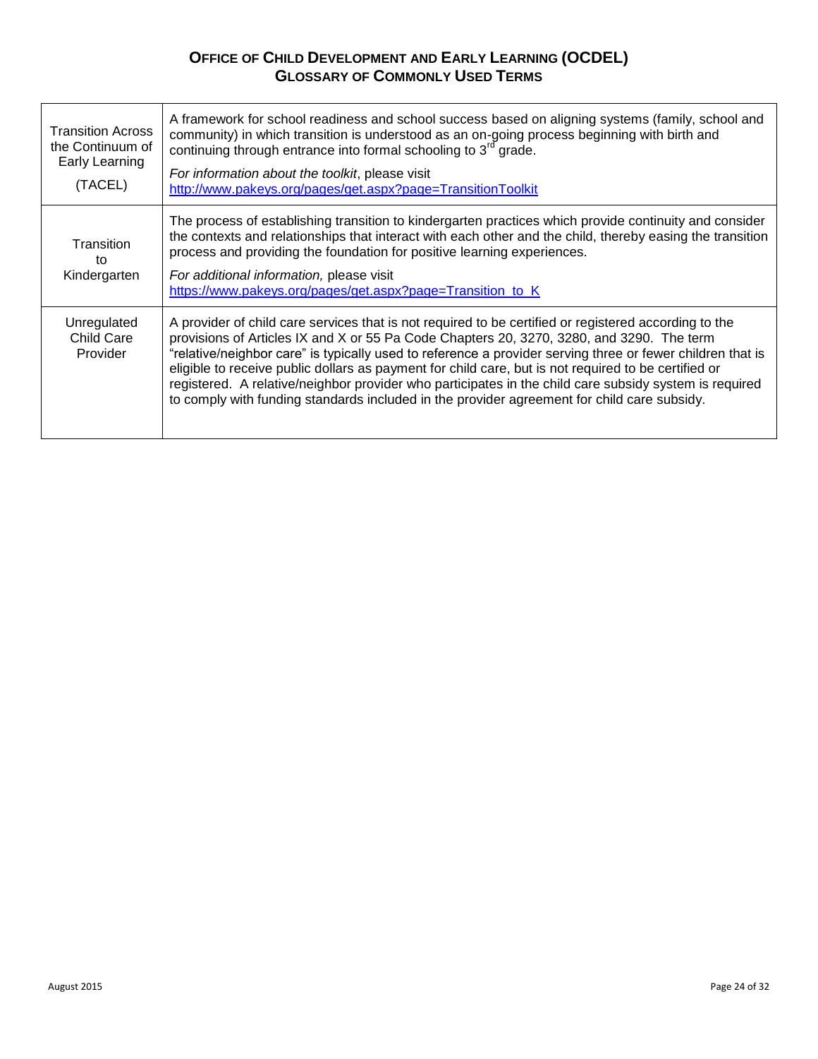# Office of Child Development and Early Learning (OCDEL)
## Glossary of Commonly Used Terms

| | |
|---|---|
| Transition Across the Continuum of Early Learning (TACEL) | A framework for school readiness and school success based on aligning systems (family, school and community) in which transition is understood as an on-going process beginning with birth and continuing through entrance into formal schooling to 3rd grade.<br><br>*For information about the toolkit*, please visit http://www.pakeys.org/pages/get.aspx?page=TransitionToolkit |
| Transition to Kindergarten | The process of establishing transition to kindergarten practices which provide continuity and consider the contexts and relationships that interact with each other and the child, thereby easing the transition process and providing the foundation for positive learning experiences.<br><br>*For additional information,* please visit https://www.pakeys.org/pages/get.aspx?page=Transition_to_K |
| Unregulated Child Care Provider | A provider of child care services that is not required to be certified or registered according to the provisions of Articles IX and X or 55 Pa Code Chapters 20, 3270, 3280, and 3290. The term "relative/neighbor care" is typically used to reference a provider serving three or fewer children that is eligible to receive public dollars as payment for child care, but is not required to be certified or registered. A relative/neighbor provider who participates in the child care subsidy system is required to comply with funding standards included in the provider agreement for child care subsidy. |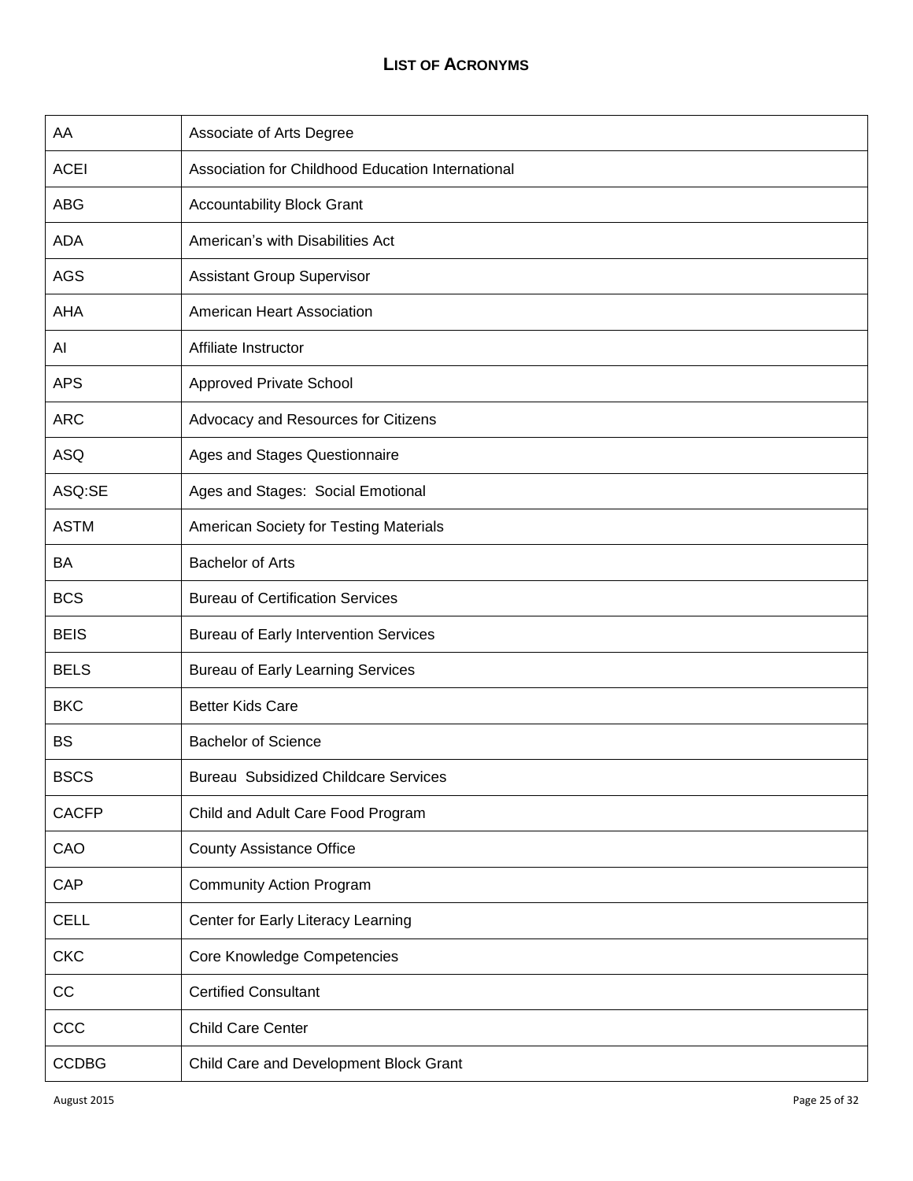## LIST OF ACRONYMS

| | |
|---|---|
| AA | Associate of Arts Degree |
| ACEI | Association for Childhood Education International |
| ABG | Accountability Block Grant |
| ADA | American's with Disabilities Act |
| AGS | Assistant Group Supervisor |
| AHA | American Heart Association |
| AI | Affiliate Instructor |
| APS | Approved Private School |
| ARC | Advocacy and Resources for Citizens |
| ASQ | Ages and Stages Questionnaire |
| ASQ:SE | Ages and Stages: Social Emotional |
| ASTM | American Society for Testing Materials |
| BA | Bachelor of Arts |
| BCS | Bureau of Certification Services |
| BEIS | Bureau of Early Intervention Services |
| BELS | Bureau of Early Learning Services |
| BKC | Better Kids Care |
| BS | Bachelor of Science |
| BSCS | Bureau Subsidized Childcare Services |
| CACFP | Child and Adult Care Food Program |
| CAO | County Assistance Office |
| CAP | Community Action Program |
| CELL | Center for Early Literacy Learning |
| CKC | Core Knowledge Competencies |
| CC | Certified Consultant |
| CCC | Child Care Center |
| CCDBG | Child Care and Development Block Grant |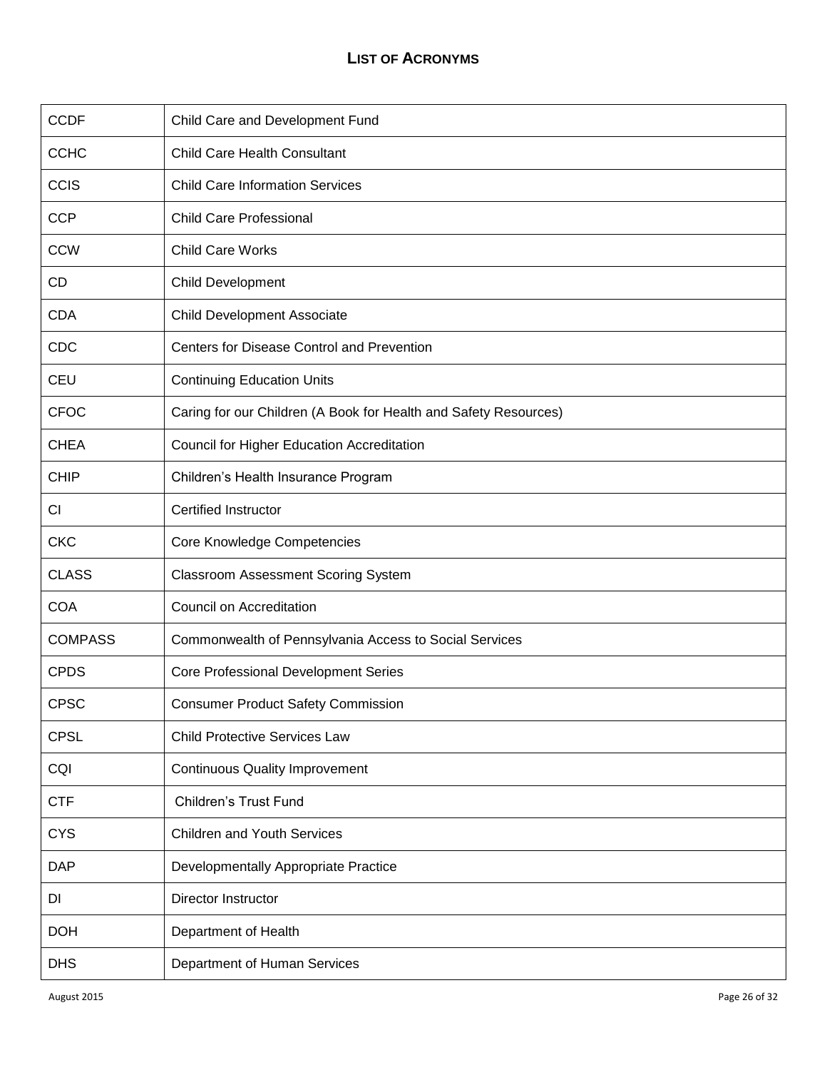## LIST OF ACRONYMS

| | |
|---|---|
| CCDF | Child Care and Development Fund |
| CCHC | Child Care Health Consultant |
| CCIS | Child Care Information Services |
| CCP | Child Care Professional |
| CCW | Child Care Works |
| CD | Child Development |
| CDA | Child Development Associate |
| CDC | Centers for Disease Control and Prevention |
| CEU | Continuing Education Units |
| CFOC | Caring for our Children (A Book for Health and Safety Resources) |
| CHEA | Council for Higher Education Accreditation |
| CHIP | Children's Health Insurance Program |
| CI | Certified Instructor |
| CKC | Core Knowledge Competencies |
| CLASS | Classroom Assessment Scoring System |
| COA | Council on Accreditation |
| COMPASS | Commonwealth of Pennsylvania Access to Social Services |
| CPDS | Core Professional Development Series |
| CPSC | Consumer Product Safety Commission |
| CPSL | Child Protective Services Law |
| CQI | Continuous Quality Improvement |
| CTF | Children's Trust Fund |
| CYS | Children and Youth Services |
| DAP | Developmentally Appropriate Practice |
| DI | Director Instructor |
| DOH | Department of Health |
| DHS | Department of Human Services |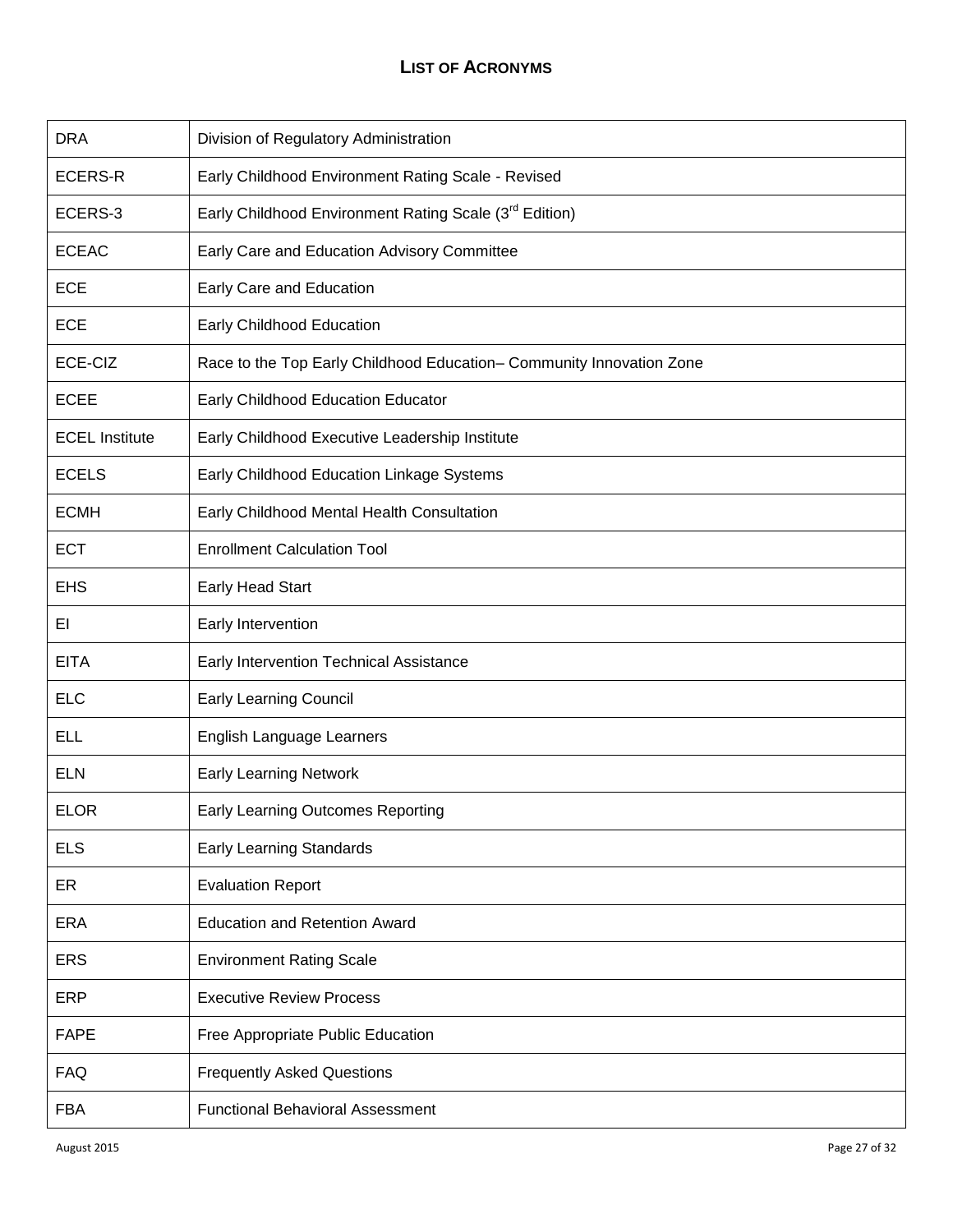## LIST OF ACRONYMS

| | |
|---|---|
| DRA | Division of Regulatory Administration |
| ECERS-R | Early Childhood Environment Rating Scale - Revised |
| ECERS-3 | Early Childhood Environment Rating Scale (3rd Edition) |
| ECEAC | Early Care and Education Advisory Committee |
| ECE | Early Care and Education |
| ECE | Early Childhood Education |
| ECE-CIZ | Race to the Top Early Childhood Education– Community Innovation Zone |
| ECEE | Early Childhood Education Educator |
| ECEL Institute | Early Childhood Executive Leadership Institute |
| ECELS | Early Childhood Education Linkage Systems |
| ECMH | Early Childhood Mental Health Consultation |
| ECT | Enrollment Calculation Tool |
| EHS | Early Head Start |
| EI | Early Intervention |
| EITA | Early Intervention Technical Assistance |
| ELC | Early Learning Council |
| ELL | English Language Learners |
| ELN | Early Learning Network |
| ELOR | Early Learning Outcomes Reporting |
| ELS | Early Learning Standards |
| ER | Evaluation Report |
| ERA | Education and Retention Award |
| ERS | Environment Rating Scale |
| ERP | Executive Review Process |
| FAPE | Free Appropriate Public Education |
| FAQ | Frequently Asked Questions |
| FBA | Functional Behavioral Assessment |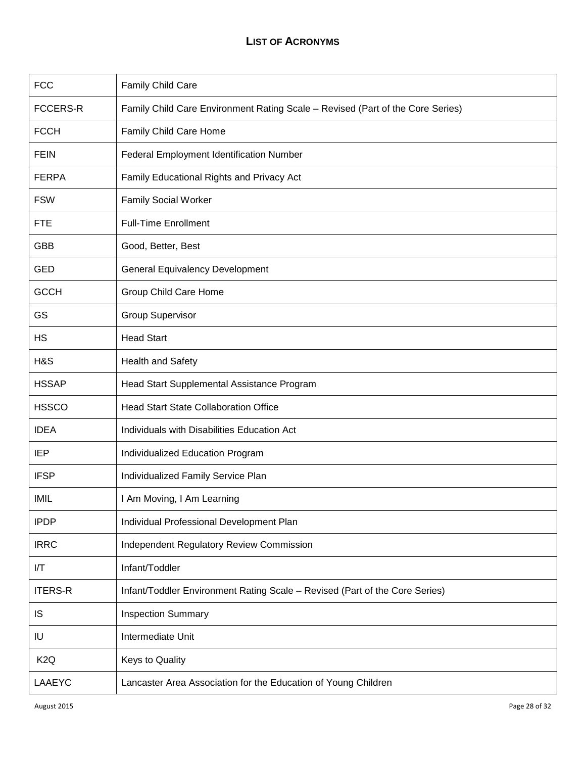# LIST OF ACRONYMS

| | |
|---|---|
| FCC | Family Child Care |
| FCCERS-R | Family Child Care Environment Rating Scale – Revised (Part of the Core Series) |
| FCCH | Family Child Care Home |
| FEIN | Federal Employment Identification Number |
| FERPA | Family Educational Rights and Privacy Act |
| FSW | Family Social Worker |
| FTE | Full-Time Enrollment |
| GBB | Good, Better, Best |
| GED | General Equivalency Development |
| GCCH | Group Child Care Home |
| GS | Group Supervisor |
| HS | Head Start |
| H&S | Health and Safety |
| HSSAP | Head Start Supplemental Assistance Program |
| HSSCO | Head Start State Collaboration Office |
| IDEA | Individuals with Disabilities Education Act |
| IEP | Individualized Education Program |
| IFSP | Individualized Family Service Plan |
| IMIL | I Am Moving, I Am Learning |
| IPDP | Individual Professional Development Plan |
| IRRC | Independent Regulatory Review Commission |
| I/T | Infant/Toddler |
| ITERS-R | Infant/Toddler Environment Rating Scale – Revised (Part of the Core Series) |
| IS | Inspection Summary |
| IU | Intermediate Unit |
| K2Q | Keys to Quality |
| LAAEYC | Lancaster Area Association for the Education of Young Children |

August 2015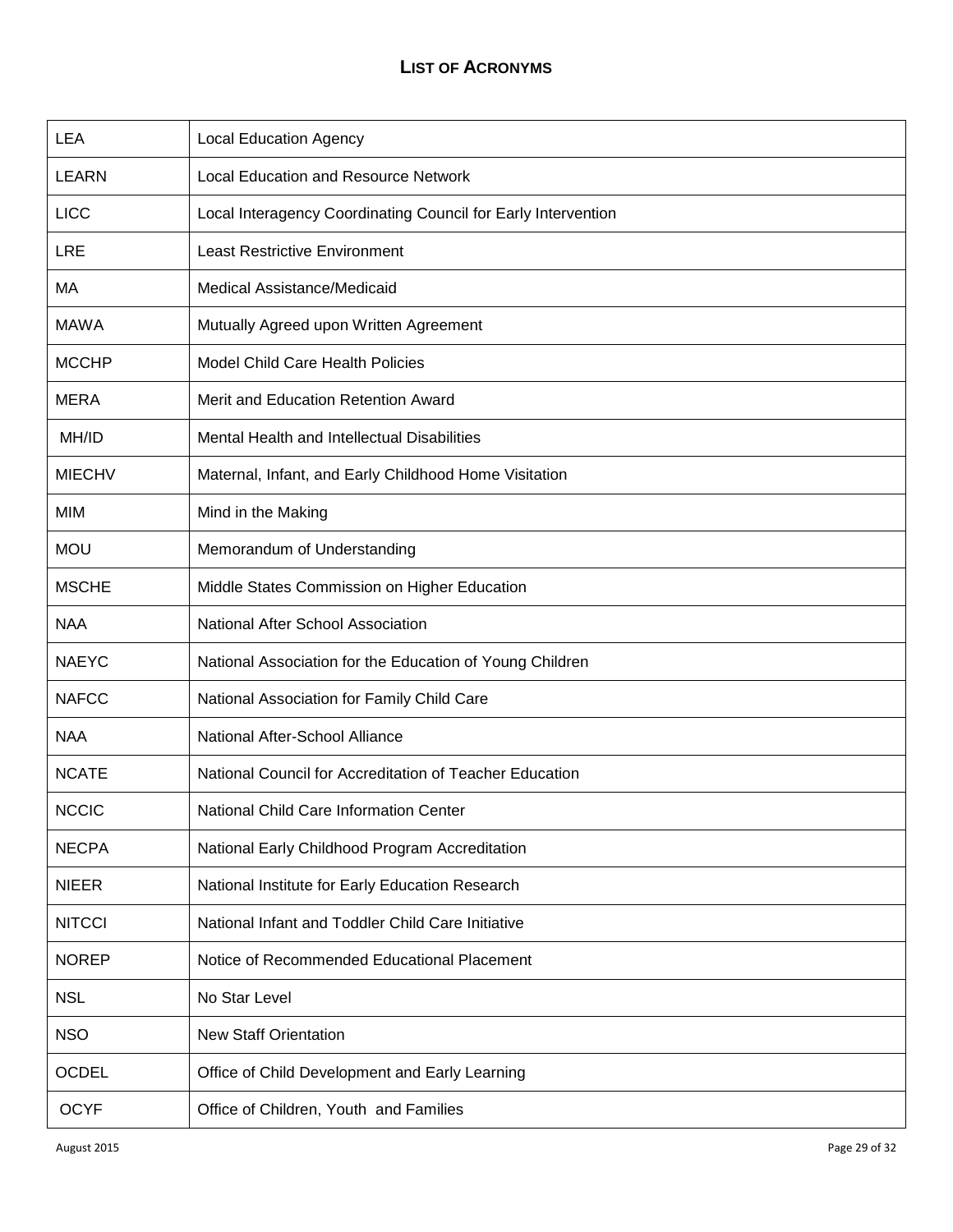## LIST OF ACRONYMS

| | |
|---|---|
| LEA | Local Education Agency |
| LEARN | Local Education and Resource Network |
| LICC | Local Interagency Coordinating Council for Early Intervention |
| LRE | Least Restrictive Environment |
| MA | Medical Assistance/Medicaid |
| MAWA | Mutually Agreed upon Written Agreement |
| MCCHP | Model Child Care Health Policies |
| MERA | Merit and Education Retention Award |
| MH/ID | Mental Health and Intellectual Disabilities |
| MIECHV | Maternal, Infant, and Early Childhood Home Visitation |
| MIM | Mind in the Making |
| MOU | Memorandum of Understanding |
| MSCHE | Middle States Commission on Higher Education |
| NAA | National After School Association |
| NAEYC | National Association for the Education of Young Children |
| NAFCC | National Association for Family Child Care |
| NAA | National After-School Alliance |
| NCATE | National Council for Accreditation of Teacher Education |
| NCCIC | National Child Care Information Center |
| NECPA | National Early Childhood Program Accreditation |
| NIEER | National Institute for Early Education Research |
| NITCCI | National Infant and Toddler Child Care Initiative |
| NOREP | Notice of Recommended Educational Placement |
| NSL | No Star Level |
| NSO | New Staff Orientation |
| OCDEL | Office of Child Development and Early Learning |
| OCYF | Office of Children, Youth and Families |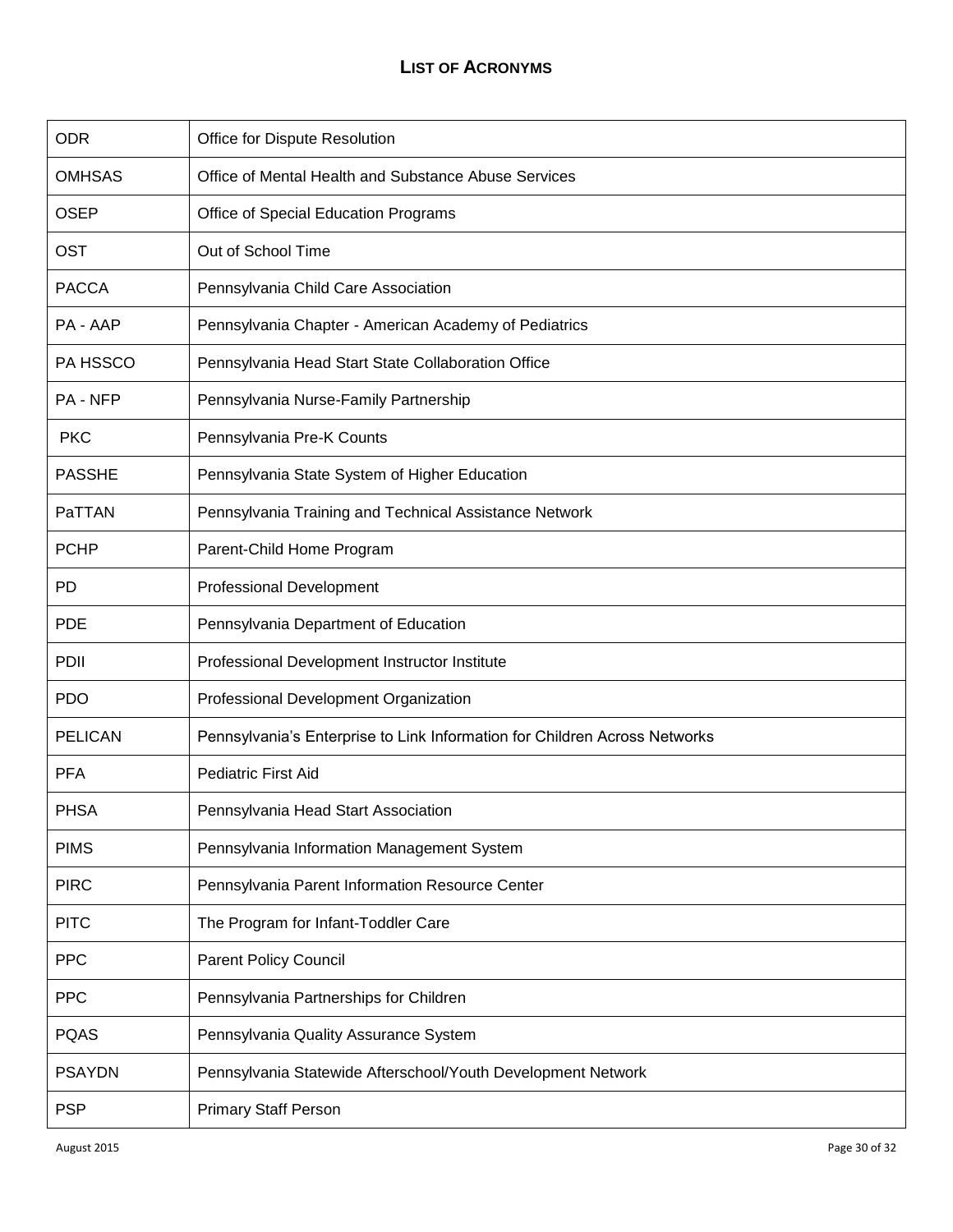## List of Acronyms

| | |
|---|---|
| ODR | Office for Dispute Resolution |
| OMHSAS | Office of Mental Health and Substance Abuse Services |
| OSEP | Office of Special Education Programs |
| OST | Out of School Time |
| PACCA | Pennsylvania Child Care Association |
| PA - AAP | Pennsylvania Chapter - American Academy of Pediatrics |
| PA HSSCO | Pennsylvania Head Start State Collaboration Office |
| PA - NFP | Pennsylvania Nurse-Family Partnership |
| PKC | Pennsylvania Pre-K Counts |
| PASSHE | Pennsylvania State System of Higher Education |
| PaTTAN | Pennsylvania Training and Technical Assistance Network |
| PCHP | Parent-Child Home Program |
| PD | Professional Development |
| PDE | Pennsylvania Department of Education |
| PDII | Professional Development Instructor Institute |
| PDO | Professional Development Organization |
| PELICAN | Pennsylvania's Enterprise to Link Information for Children Across Networks |
| PFA | Pediatric First Aid |
| PHSA | Pennsylvania Head Start Association |
| PIMS | Pennsylvania Information Management System |
| PIRC | Pennsylvania Parent Information Resource Center |
| PITC | The Program for Infant-Toddler Care |
| PPC | Parent Policy Council |
| PPC | Pennsylvania Partnerships for Children |
| PQAS | Pennsylvania Quality Assurance System |
| PSAYDN | Pennsylvania Statewide Afterschool/Youth Development Network |
| PSP | Primary Staff Person |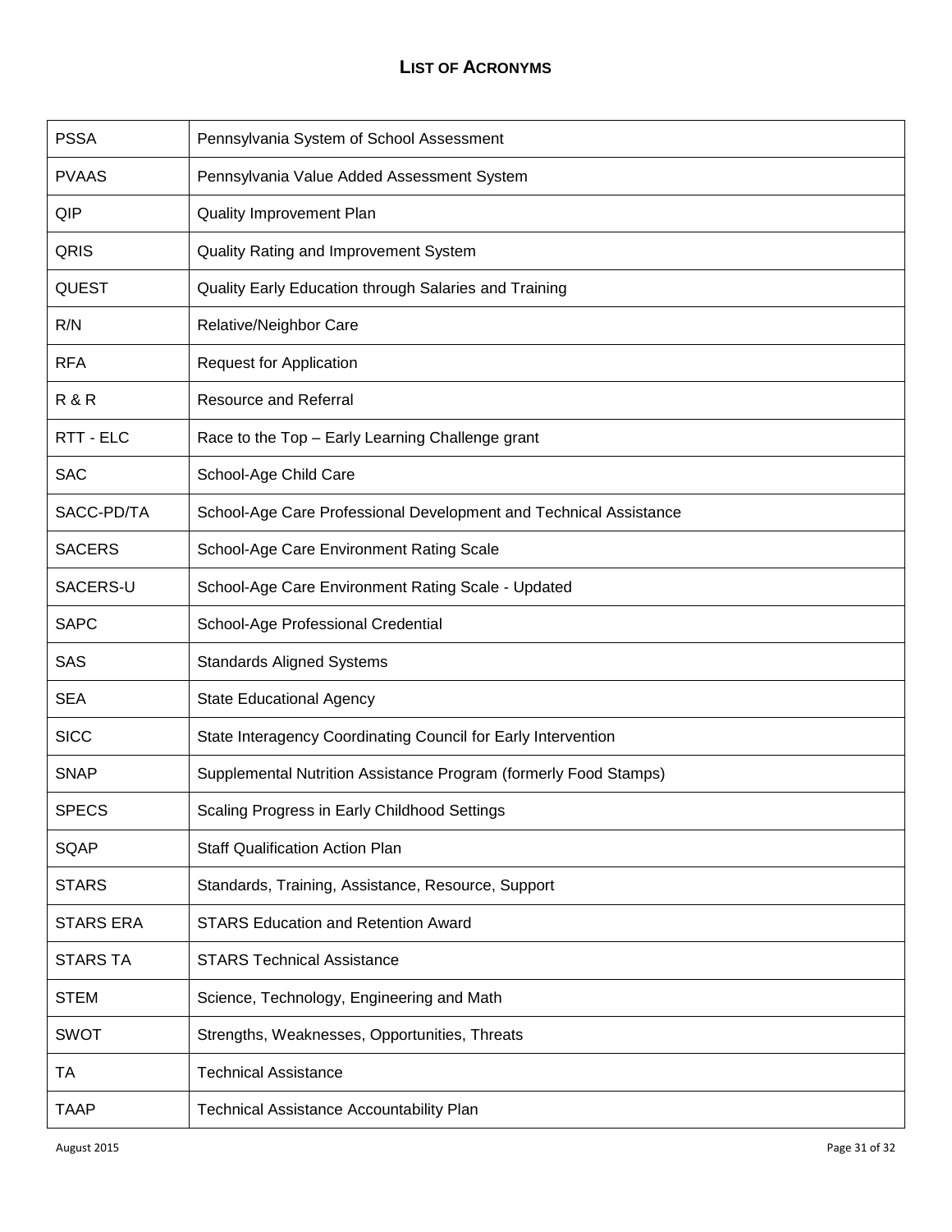## LIST OF ACRONYMS

| | |
|---|---|
| PSSA | Pennsylvania System of School Assessment |
| PVAAS | Pennsylvania Value Added Assessment System |
| QIP | Quality Improvement Plan |
| QRIS | Quality Rating and Improvement System |
| QUEST | Quality Early Education through Salaries and Training |
| R/N | Relative/Neighbor Care |
| RFA | Request for Application |
| R & R | Resource and Referral |
| RTT - ELC | Race to the Top – Early Learning Challenge grant |
| SAC | School-Age Child Care |
| SACC-PD/TA | School-Age Care Professional Development and Technical Assistance |
| SACERS | School-Age Care Environment Rating Scale |
| SACERS-U | School-Age Care Environment Rating Scale - Updated |
| SAPC | School-Age Professional Credential |
| SAS | Standards Aligned Systems |
| SEA | State Educational Agency |
| SICC | State Interagency Coordinating Council for Early Intervention |
| SNAP | Supplemental Nutrition Assistance Program (formerly Food Stamps) |
| SPECS | Scaling Progress in Early Childhood Settings |
| SQAP | Staff Qualification Action Plan |
| STARS | Standards, Training, Assistance, Resource, Support |
| STARS ERA | STARS Education and Retention Award |
| STARS TA | STARS Technical Assistance |
| STEM | Science, Technology, Engineering and Math |
| SWOT | Strengths, Weaknesses, Opportunities, Threats |
| TA | Technical Assistance |
| TAAP | Technical Assistance Accountability Plan |

August 2015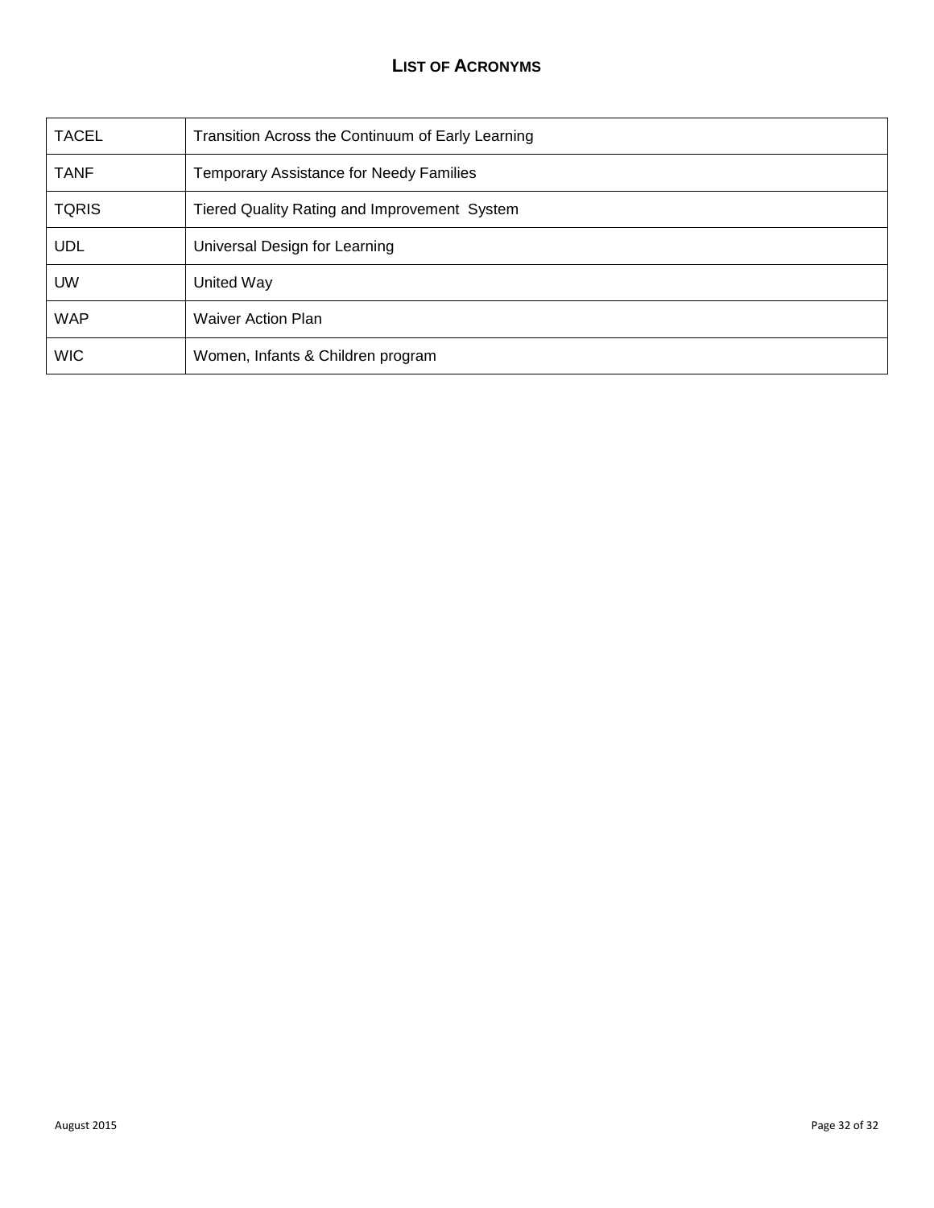## LIST OF ACRONYMS

| | |
|---|---|
| TACEL | Transition Across the Continuum of Early Learning |
| TANF | Temporary Assistance for Needy Families |
| TQRIS | Tiered Quality Rating and Improvement System |
| UDL | Universal Design for Learning |
| UW | United Way |
| WAP | Waiver Action Plan |
| WIC | Women, Infants & Children program |